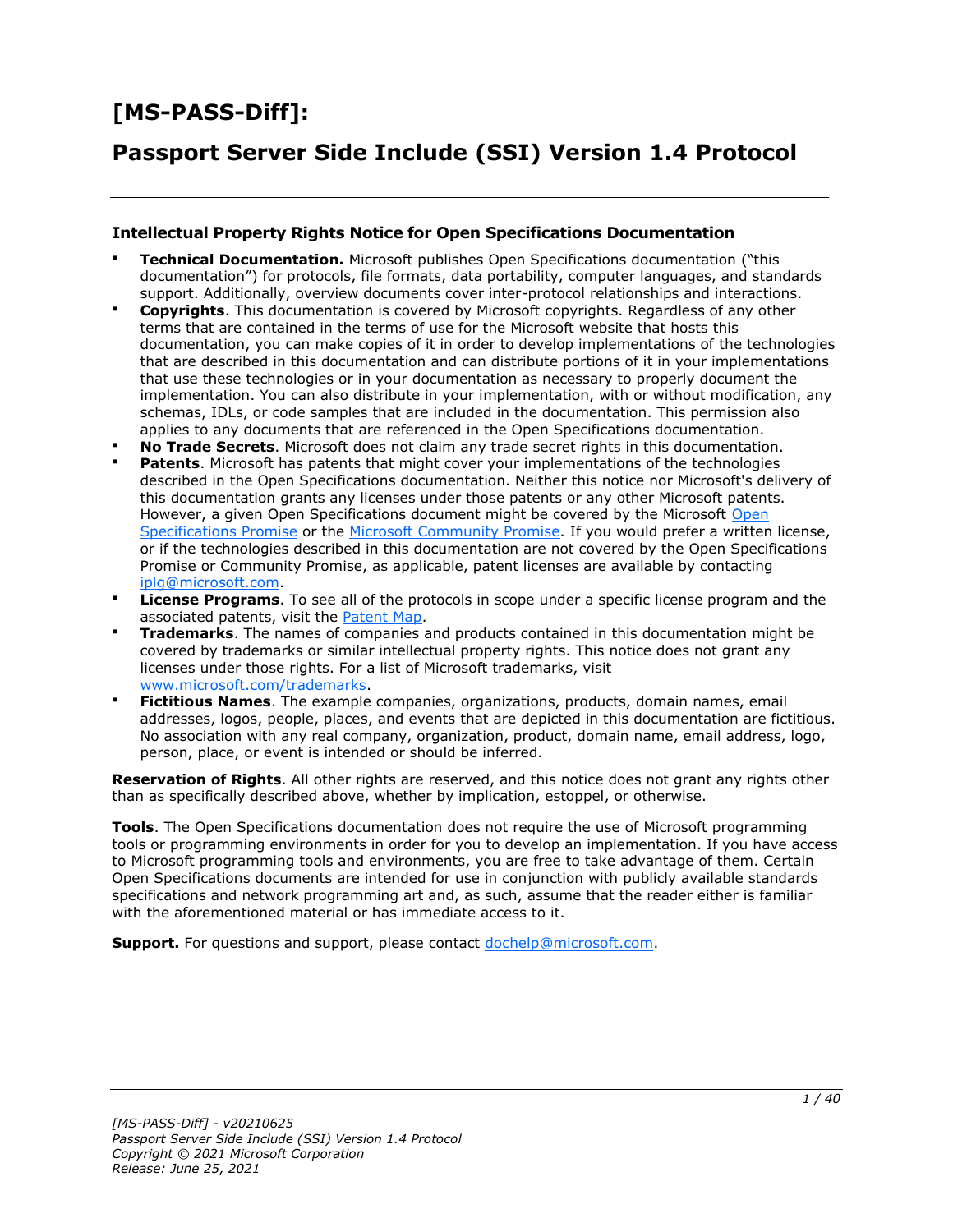# [MS-PASS-Diff]:

# Passport Server Side Include (SSI) Version 1.4 Protocol

### Intellectual Property Rights Notice for Open Specifications Documentation

- **Technical Documentation.** Microsoft publishes Open Specifications documentation ("this documentation") for protocols, file formats, data portability, computer languages, and standards support. Additionally, overview documents cover inter-protocol relationships and interactions.
- **Copyrights**. This documentation is covered by Microsoft copyrights. Regardless of any other terms that are contained in the terms of use for the Microsoft website that hosts this documentation, you can make copies of it in order to develop implementations of the technologies that are described in this documentation and can distribute portions of it in your implementations that use these technologies or in your documentation as necessary to properly document the implementation. You can also distribute in your implementation, with or without modification, any schemas, IDLs, or code samples that are included in the documentation. This permission also applies to any documents that are referenced in the Open Specifications documentation.
- **No Trade Secrets**. Microsoft does not claim any trade secret rights in this documentation.
- **Patents**. Microsoft has patents that might cover your implementations of the technologies described in the Open Specifications documentation. Neither this notice nor Microsoft's delivery of this documentation grants any licenses under those patents or any other Microsoft patents. However, a given Open Specifications document might be covered by the Microsoft Open Specifications Promise or the Microsoft Community Promise. If you would prefer a written license, or if the technologies described in this documentation are not covered by the Open Specifications Promise or Community Promise, as applicable, patent licenses are available by contacting iplg@microsoft.com.
- **License Programs**. To see all of the protocols in scope under a specific license program and the associated patents, visit the Patent Map.
- **Trademarks**. The names of companies and products contained in this documentation might be covered by trademarks or similar intellectual property rights. This notice does not grant any licenses under those rights. For a list of Microsoft trademarks, visit www.microsoft.com/trademarks.
- **Fictitious Names**. The example companies, organizations, products, domain names, email addresses, logos, people, places, and events that are depicted in this documentation are fictitious. No association with any real company, organization, product, domain name, email address, logo, person, place, or event is intended or should be inferred.

**Reservation of Rights**. All other rights are reserved, and this notice does not grant any rights other than as specifically described above, whether by implication, estoppel, or otherwise.

**Tools**. The Open Specifications documentation does not require the use of Microsoft programming tools or programming environments in order for you to develop an implementation. If you have access to Microsoft programming tools and environments, you are free to take advantage of them. Certain Open Specifications documents are intended for use in conjunction with publicly available standards specifications and network programming art and, as such, assume that the reader either is familiar with the aforementioned material or has immediate access to it.

**Support.** For questions and support, please contact dochelp@microsoft.com.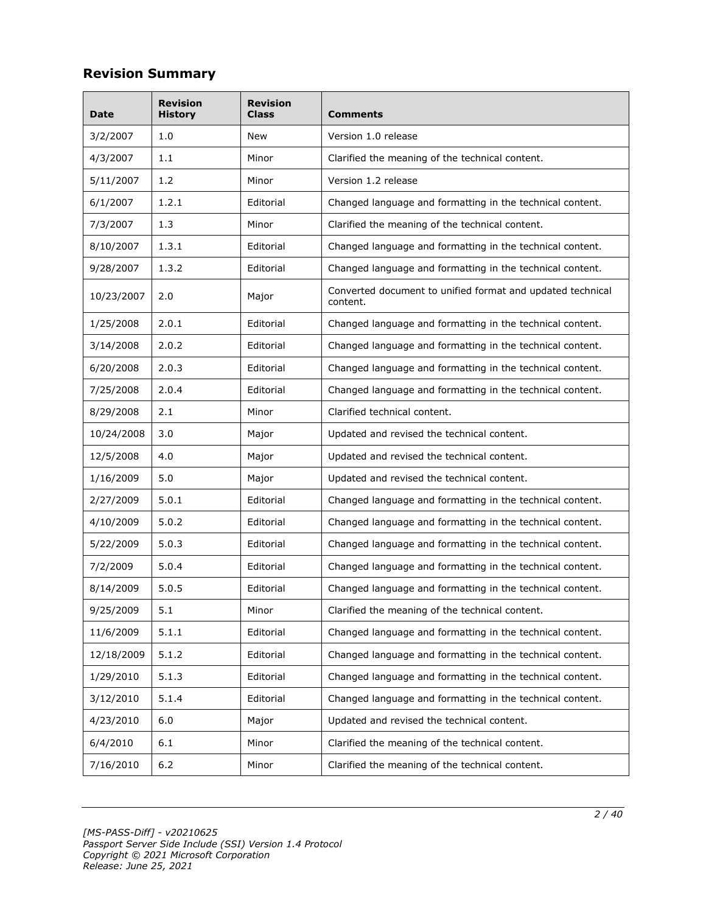## Revision Summary

| Date | Revision History | Revision Class | Comments |
|---|---|---|---|
| 3/2/2007 | 1.0 | New | Version 1.0 release |
| 4/3/2007 | 1.1 | Minor | Clarified the meaning of the technical content. |
| 5/11/2007 | 1.2 | Minor | Version 1.2 release |
| 6/1/2007 | 1.2.1 | Editorial | Changed language and formatting in the technical content. |
| 7/3/2007 | 1.3 | Minor | Clarified the meaning of the technical content. |
| 8/10/2007 | 1.3.1 | Editorial | Changed language and formatting in the technical content. |
| 9/28/2007 | 1.3.2 | Editorial | Changed language and formatting in the technical content. |
| 10/23/2007 | 2.0 | Major | Converted document to unified format and updated technical content. |
| 1/25/2008 | 2.0.1 | Editorial | Changed language and formatting in the technical content. |
| 3/14/2008 | 2.0.2 | Editorial | Changed language and formatting in the technical content. |
| 6/20/2008 | 2.0.3 | Editorial | Changed language and formatting in the technical content. |
| 7/25/2008 | 2.0.4 | Editorial | Changed language and formatting in the technical content. |
| 8/29/2008 | 2.1 | Minor | Clarified technical content. |
| 10/24/2008 | 3.0 | Major | Updated and revised the technical content. |
| 12/5/2008 | 4.0 | Major | Updated and revised the technical content. |
| 1/16/2009 | 5.0 | Major | Updated and revised the technical content. |
| 2/27/2009 | 5.0.1 | Editorial | Changed language and formatting in the technical content. |
| 4/10/2009 | 5.0.2 | Editorial | Changed language and formatting in the technical content. |
| 5/22/2009 | 5.0.3 | Editorial | Changed language and formatting in the technical content. |
| 7/2/2009 | 5.0.4 | Editorial | Changed language and formatting in the technical content. |
| 8/14/2009 | 5.0.5 | Editorial | Changed language and formatting in the technical content. |
| 9/25/2009 | 5.1 | Minor | Clarified the meaning of the technical content. |
| 11/6/2009 | 5.1.1 | Editorial | Changed language and formatting in the technical content. |
| 12/18/2009 | 5.1.2 | Editorial | Changed language and formatting in the technical content. |
| 1/29/2010 | 5.1.3 | Editorial | Changed language and formatting in the technical content. |
| 3/12/2010 | 5.1.4 | Editorial | Changed language and formatting in the technical content. |
| 4/23/2010 | 6.0 | Major | Updated and revised the technical content. |
| 6/4/2010 | 6.1 | Minor | Clarified the meaning of the technical content. |
| 7/16/2010 | 6.2 | Minor | Clarified the meaning of the technical content. |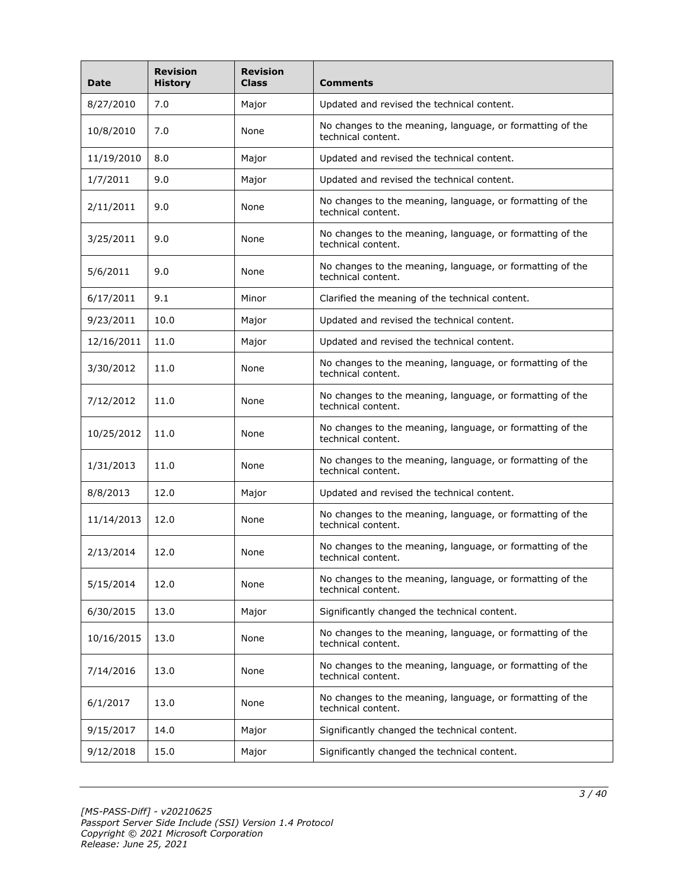| Date | Revision History | Revision Class | Comments |
| --- | --- | --- | --- |
| 8/27/2010 | 7.0 | Major | Updated and revised the technical content. |
| 10/8/2010 | 7.0 | None | No changes to the meaning, language, or formatting of the technical content. |
| 11/19/2010 | 8.0 | Major | Updated and revised the technical content. |
| 1/7/2011 | 9.0 | Major | Updated and revised the technical content. |
| 2/11/2011 | 9.0 | None | No changes to the meaning, language, or formatting of the technical content. |
| 3/25/2011 | 9.0 | None | No changes to the meaning, language, or formatting of the technical content. |
| 5/6/2011 | 9.0 | None | No changes to the meaning, language, or formatting of the technical content. |
| 6/17/2011 | 9.1 | Minor | Clarified the meaning of the technical content. |
| 9/23/2011 | 10.0 | Major | Updated and revised the technical content. |
| 12/16/2011 | 11.0 | Major | Updated and revised the technical content. |
| 3/30/2012 | 11.0 | None | No changes to the meaning, language, or formatting of the technical content. |
| 7/12/2012 | 11.0 | None | No changes to the meaning, language, or formatting of the technical content. |
| 10/25/2012 | 11.0 | None | No changes to the meaning, language, or formatting of the technical content. |
| 1/31/2013 | 11.0 | None | No changes to the meaning, language, or formatting of the technical content. |
| 8/8/2013 | 12.0 | Major | Updated and revised the technical content. |
| 11/14/2013 | 12.0 | None | No changes to the meaning, language, or formatting of the technical content. |
| 2/13/2014 | 12.0 | None | No changes to the meaning, language, or formatting of the technical content. |
| 5/15/2014 | 12.0 | None | No changes to the meaning, language, or formatting of the technical content. |
| 6/30/2015 | 13.0 | Major | Significantly changed the technical content. |
| 10/16/2015 | 13.0 | None | No changes to the meaning, language, or formatting of the technical content. |
| 7/14/2016 | 13.0 | None | No changes to the meaning, language, or formatting of the technical content. |
| 6/1/2017 | 13.0 | None | No changes to the meaning, language, or formatting of the technical content. |
| 9/15/2017 | 14.0 | Major | Significantly changed the technical content. |
| 9/12/2018 | 15.0 | Major | Significantly changed the technical content. |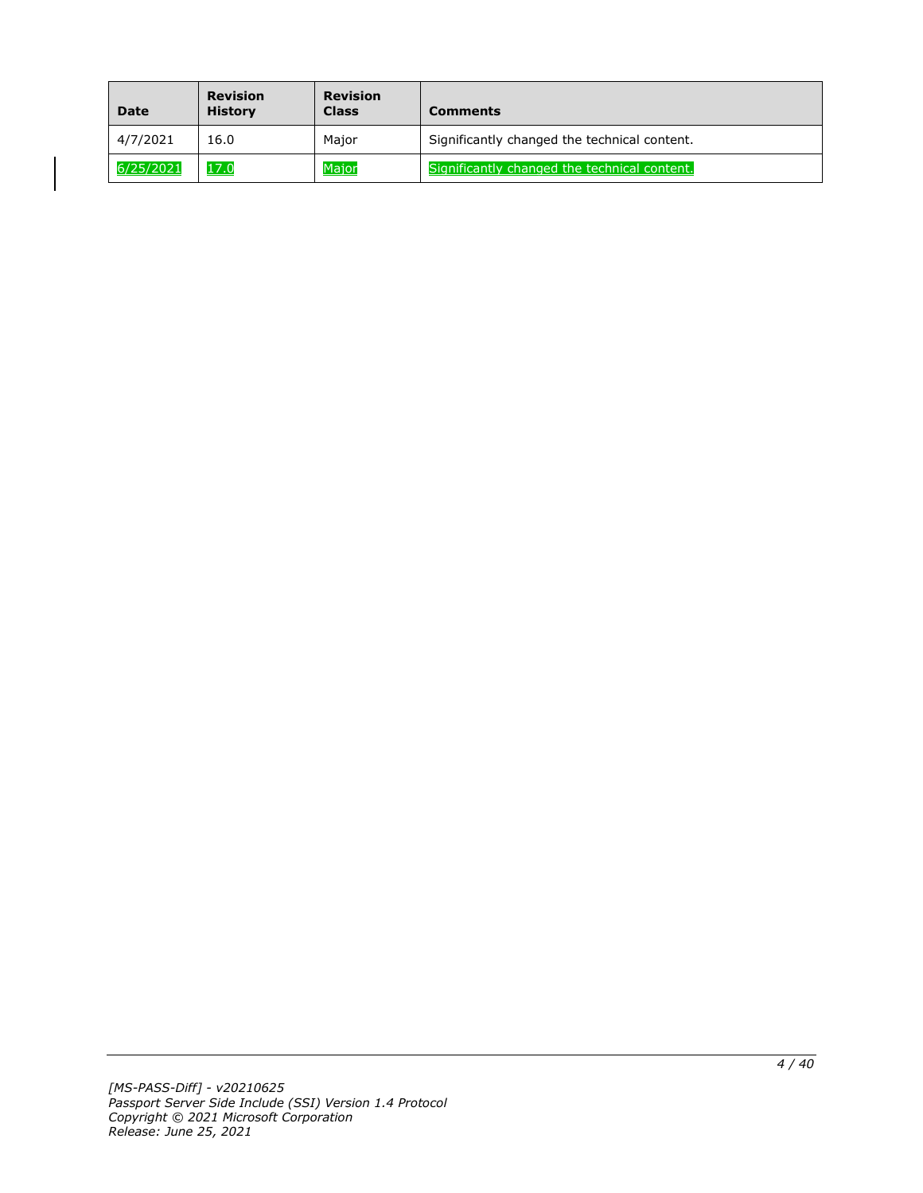| Date | Revision History | Revision Class | Comments |
| --- | --- | --- | --- |
| 4/7/2021 | 16.0 | Major | Significantly changed the technical content. |
| 6/25/2021 | 17.0 | Major | Significantly changed the technical content. |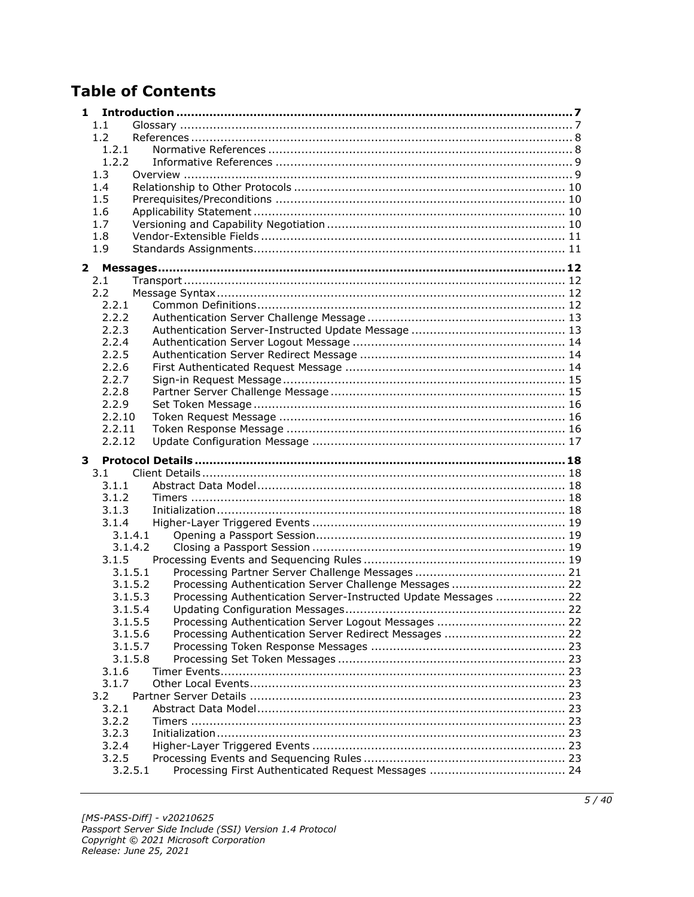# Table of Contents

- 1 Introduction ........................................................................................................ 7
  - 1.1 Glossary ........................................................................................................ 7
  - 1.2 References ...................................................................................................... 8
    - 1.2.1 Normative References ................................................................................. 8
    - 1.2.2 Informative References ............................................................................... 9
  - 1.3 Overview ........................................................................................................ 9
  - 1.4 Relationship to Other Protocols ....................................................................... 10
  - 1.5 Prerequisites/Preconditions ............................................................................ 10
  - 1.6 Applicability Statement .................................................................................. 10
  - 1.7 Versioning and Capability Negotiation ............................................................. 10
  - 1.8 Vendor-Extensible Fields ................................................................................ 11
  - 1.9 Standards Assignments.................................................................................. 11
- 2 Messages........................................................................................................... 12
  - 2.1 Transport ..................................................................................................... 12
  - 2.2 Message Syntax ............................................................................................ 12
    - 2.2.1 Common Definitions.................................................................................. 12
    - 2.2.2 Authentication Server Challenge Message ................................................... 13
    - 2.2.3 Authentication Server-Instructed Update Message ....................................... 13
    - 2.2.4 Authentication Server Logout Message ....................................................... 14
    - 2.2.5 Authentication Server Redirect Message ..................................................... 14
    - 2.2.6 First Authenticated Request Message ......................................................... 14
    - 2.2.7 Sign-in Request Message ........................................................................... 15
    - 2.2.8 Partner Server Challenge Message ............................................................. 15
    - 2.2.9 Set Token Message ................................................................................... 16
    - 2.2.10 Token Request Message ........................................................................... 16
    - 2.2.11 Token Response Message ......................................................................... 16
    - 2.2.12 Update Configuration Message .................................................................. 17
- 3 Protocol Details ................................................................................................. 18
  - 3.1 Client Details ................................................................................................. 18
    - 3.1.1 Abstract Data Model.................................................................................. 18
    - 3.1.2 Timers .................................................................................................... 18
    - 3.1.3 Initialization............................................................................................. 18
    - 3.1.4 Higher-Layer Triggered Events ................................................................... 19
      - 3.1.4.1 Opening a Passport Session................................................................... 19
      - 3.1.4.2 Closing a Passport Session .................................................................... 19
    - 3.1.5 Processing Events and Sequencing Rules ..................................................... 19
      - 3.1.5.1 Processing Partner Server Challenge Messages ........................................ 21
      - 3.1.5.2 Processing Authentication Server Challenge Messages .............................. 22
      - 3.1.5.3 Processing Authentication Server-Instructed Update Messages .................. 22
      - 3.1.5.4 Updating Configuration Messages........................................................... 22
      - 3.1.5.5 Processing Authentication Server Logout Messages .................................. 22
      - 3.1.5.6 Processing Authentication Server Redirect Messages ................................ 22
      - 3.1.5.7 Processing Token Response Messages .................................................... 23
      - 3.1.5.8 Processing Set Token Messages ............................................................. 23
    - 3.1.6 Timer Events............................................................................................ 23
    - 3.1.7 Other Local Events.................................................................................... 23
  - 3.2 Partner Server Details .................................................................................... 23
    - 3.2.1 Abstract Data Model.................................................................................. 23
    - 3.2.2 Timers .................................................................................................... 23
    - 3.2.3 Initialization............................................................................................. 23
    - 3.2.4 Higher-Layer Triggered Events ................................................................... 23
    - 3.2.5 Processing Events and Sequencing Rules ..................................................... 23
      - 3.2.5.1 Processing First Authenticated Request Messages .................................... 24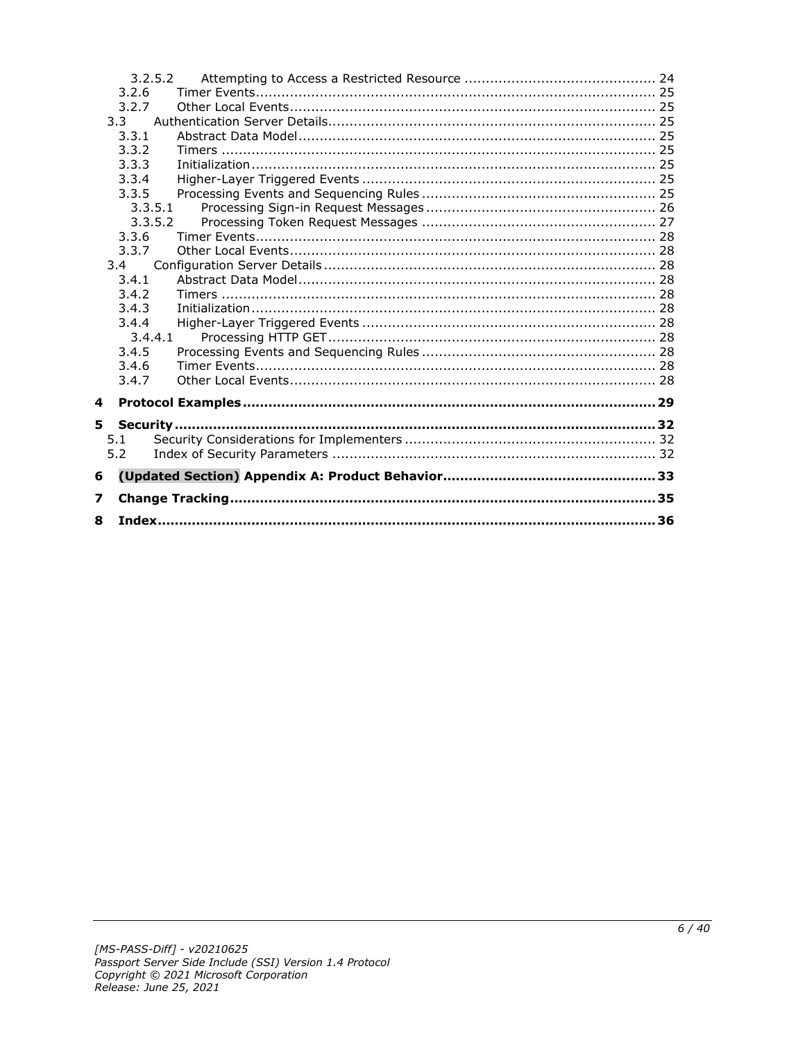3.2.5.2 Attempting to Access a Restricted Resource ........................................... 24
3.2.6 Timer Events............................................................................................ 25
3.2.7 Other Local Events.................................................................................... 25
3.3 Authentication Server Details........................................................................... 25
3.3.1 Abstract Data Model.................................................................................. 25
3.3.2 Timers ..................................................................................................... 25
3.3.3 Initialization.............................................................................................. 25
3.3.4 Higher-Layer Triggered Events ................................................................... 25
3.3.5 Processing Events and Sequencing Rules ...................................................... 25
3.3.5.1 Processing Sign-in Request Messages ..................................................... 26
3.3.5.2 Processing Token Request Messages ...................................................... 27
3.3.6 Timer Events............................................................................................ 28
3.3.7 Other Local Events.................................................................................... 28
3.4 Configuration Server Details ............................................................................ 28
3.4.1 Abstract Data Model.................................................................................. 28
3.4.2 Timers ..................................................................................................... 28
3.4.3 Initialization.............................................................................................. 28
3.4.4 Higher-Layer Triggered Events ................................................................... 28
3.4.4.1 Processing HTTP GET............................................................................ 28
3.4.5 Processing Events and Sequencing Rules ...................................................... 28
3.4.6 Timer Events............................................................................................ 28
3.4.7 Other Local Events.................................................................................... 28

**4 Protocol Examples................................................................................... 29**

**5 Security.................................................................................................. 32**
5.1 Security Considerations for Implementers .......................................................... 32
5.2 Index of Security Parameters ........................................................................... 32

**6 (Updated Section) Appendix A: Product Behavior.................................................. 33**

**7 Change Tracking...................................................................................... 35**

**8 Index...................................................................................................... 36**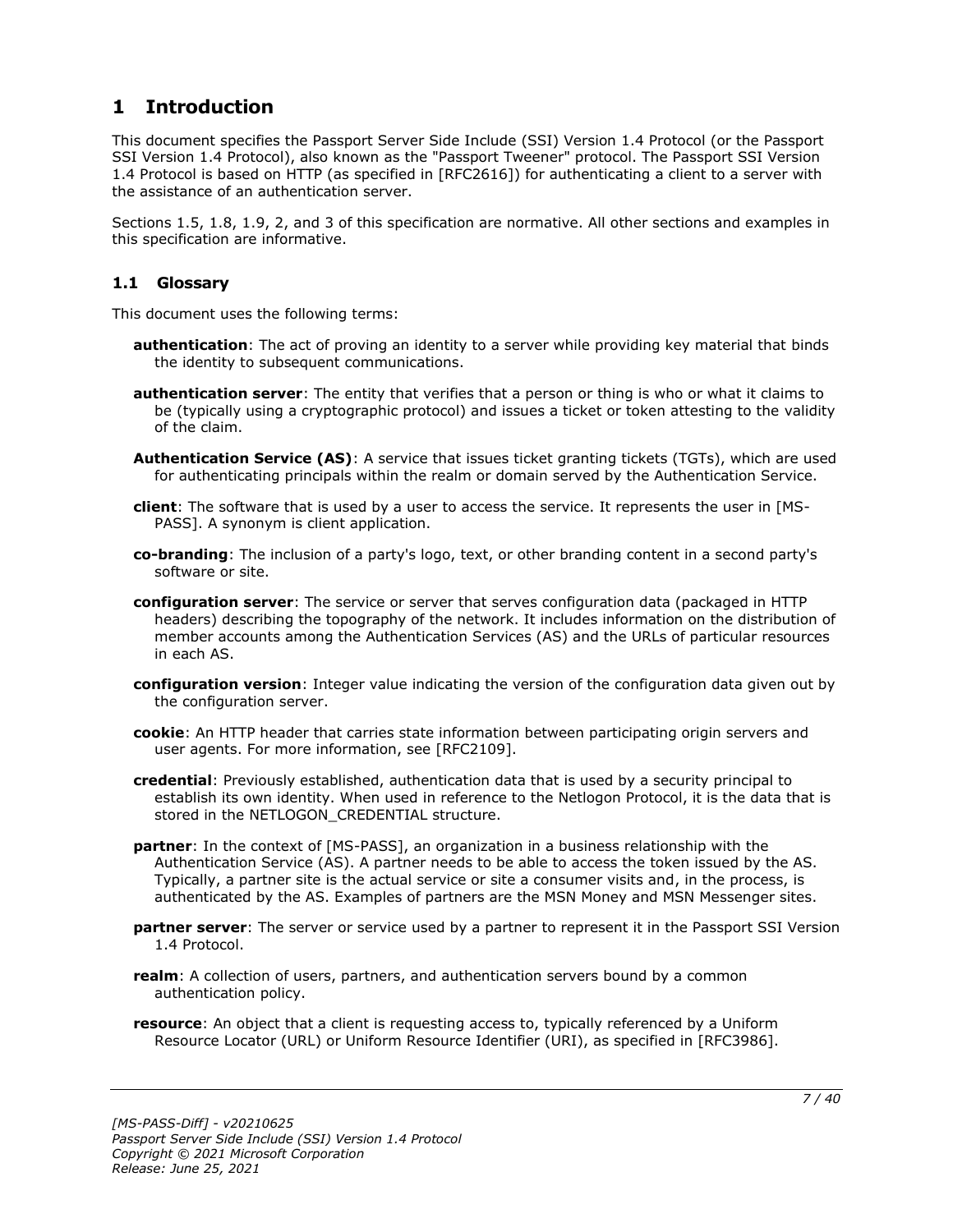# 1 Introduction

This document specifies the Passport Server Side Include (SSI) Version 1.4 Protocol (or the Passport SSI Version 1.4 Protocol), also known as the "Passport Tweener" protocol. The Passport SSI Version 1.4 Protocol is based on HTTP (as specified in [RFC2616]) for authenticating a client to a server with the assistance of an authentication server.

Sections 1.5, 1.8, 1.9, 2, and 3 of this specification are normative. All other sections and examples in this specification are informative.

## 1.1 Glossary

This document uses the following terms:

**authentication**: The act of proving an identity to a server while providing key material that binds the identity to subsequent communications.

**authentication server**: The entity that verifies that a person or thing is who or what it claims to be (typically using a cryptographic protocol) and issues a ticket or token attesting to the validity of the claim.

**Authentication Service (AS)**: A service that issues ticket granting tickets (TGTs), which are used for authenticating principals within the realm or domain served by the Authentication Service.

**client**: The software that is used by a user to access the service. It represents the user in [MS-PASS]. A synonym is client application.

**co-branding**: The inclusion of a party's logo, text, or other branding content in a second party's software or site.

**configuration server**: The service or server that serves configuration data (packaged in HTTP headers) describing the topography of the network. It includes information on the distribution of member accounts among the Authentication Services (AS) and the URLs of particular resources in each AS.

**configuration version**: Integer value indicating the version of the configuration data given out by the configuration server.

**cookie**: An HTTP header that carries state information between participating origin servers and user agents. For more information, see [RFC2109].

**credential**: Previously established, authentication data that is used by a security principal to establish its own identity. When used in reference to the Netlogon Protocol, it is the data that is stored in the NETLOGON_CREDENTIAL structure.

**partner**: In the context of [MS-PASS], an organization in a business relationship with the Authentication Service (AS). A partner needs to be able to access the token issued by the AS. Typically, a partner site is the actual service or site a consumer visits and, in the process, is authenticated by the AS. Examples of partners are the MSN Money and MSN Messenger sites.

**partner server**: The server or service used by a partner to represent it in the Passport SSI Version 1.4 Protocol.

**realm**: A collection of users, partners, and authentication servers bound by a common authentication policy.

**resource**: An object that a client is requesting access to, typically referenced by a Uniform Resource Locator (URL) or Uniform Resource Identifier (URI), as specified in [RFC3986].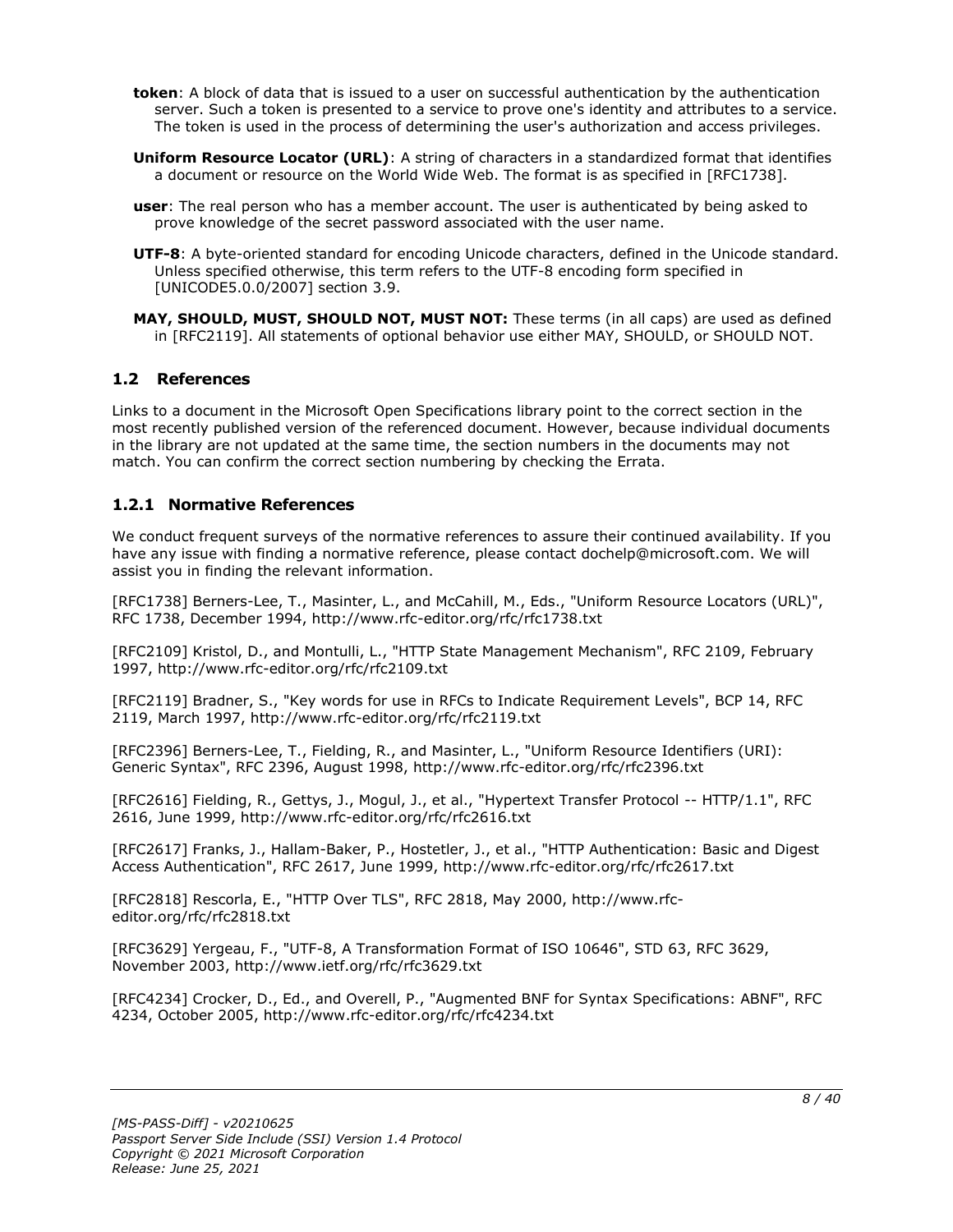**token**: A block of data that is issued to a user on successful authentication by the authentication server. Such a token is presented to a service to prove one's identity and attributes to a service. The token is used in the process of determining the user's authorization and access privileges.

**Uniform Resource Locator (URL)**: A string of characters in a standardized format that identifies a document or resource on the World Wide Web. The format is as specified in [RFC1738].

**user**: The real person who has a member account. The user is authenticated by being asked to prove knowledge of the secret password associated with the user name.

**UTF-8**: A byte-oriented standard for encoding Unicode characters, defined in the Unicode standard. Unless specified otherwise, this term refers to the UTF-8 encoding form specified in [UNICODE5.0.0/2007] section 3.9.

**MAY, SHOULD, MUST, SHOULD NOT, MUST NOT:** These terms (in all caps) are used as defined in [RFC2119]. All statements of optional behavior use either MAY, SHOULD, or SHOULD NOT.

## 1.2 References

Links to a document in the Microsoft Open Specifications library point to the correct section in the most recently published version of the referenced document. However, because individual documents in the library are not updated at the same time, the section numbers in the documents may not match. You can confirm the correct section numbering by checking the Errata.

### 1.2.1 Normative References

We conduct frequent surveys of the normative references to assure their continued availability. If you have any issue with finding a normative reference, please contact dochelp@microsoft.com. We will assist you in finding the relevant information.

[RFC1738] Berners-Lee, T., Masinter, L., and McCahill, M., Eds., "Uniform Resource Locators (URL)", RFC 1738, December 1994, http://www.rfc-editor.org/rfc/rfc1738.txt

[RFC2109] Kristol, D., and Montulli, L., "HTTP State Management Mechanism", RFC 2109, February 1997, http://www.rfc-editor.org/rfc/rfc2109.txt

[RFC2119] Bradner, S., "Key words for use in RFCs to Indicate Requirement Levels", BCP 14, RFC 2119, March 1997, http://www.rfc-editor.org/rfc/rfc2119.txt

[RFC2396] Berners-Lee, T., Fielding, R., and Masinter, L., "Uniform Resource Identifiers (URI): Generic Syntax", RFC 2396, August 1998, http://www.rfc-editor.org/rfc/rfc2396.txt

[RFC2616] Fielding, R., Gettys, J., Mogul, J., et al., "Hypertext Transfer Protocol -- HTTP/1.1", RFC 2616, June 1999, http://www.rfc-editor.org/rfc/rfc2616.txt

[RFC2617] Franks, J., Hallam-Baker, P., Hostetler, J., et al., "HTTP Authentication: Basic and Digest Access Authentication", RFC 2617, June 1999, http://www.rfc-editor.org/rfc/rfc2617.txt

[RFC2818] Rescorla, E., "HTTP Over TLS", RFC 2818, May 2000, http://www.rfc-editor.org/rfc/rfc2818.txt

[RFC3629] Yergeau, F., "UTF-8, A Transformation Format of ISO 10646", STD 63, RFC 3629, November 2003, http://www.ietf.org/rfc/rfc3629.txt

[RFC4234] Crocker, D., Ed., and Overell, P., "Augmented BNF for Syntax Specifications: ABNF", RFC 4234, October 2005, http://www.rfc-editor.org/rfc/rfc4234.txt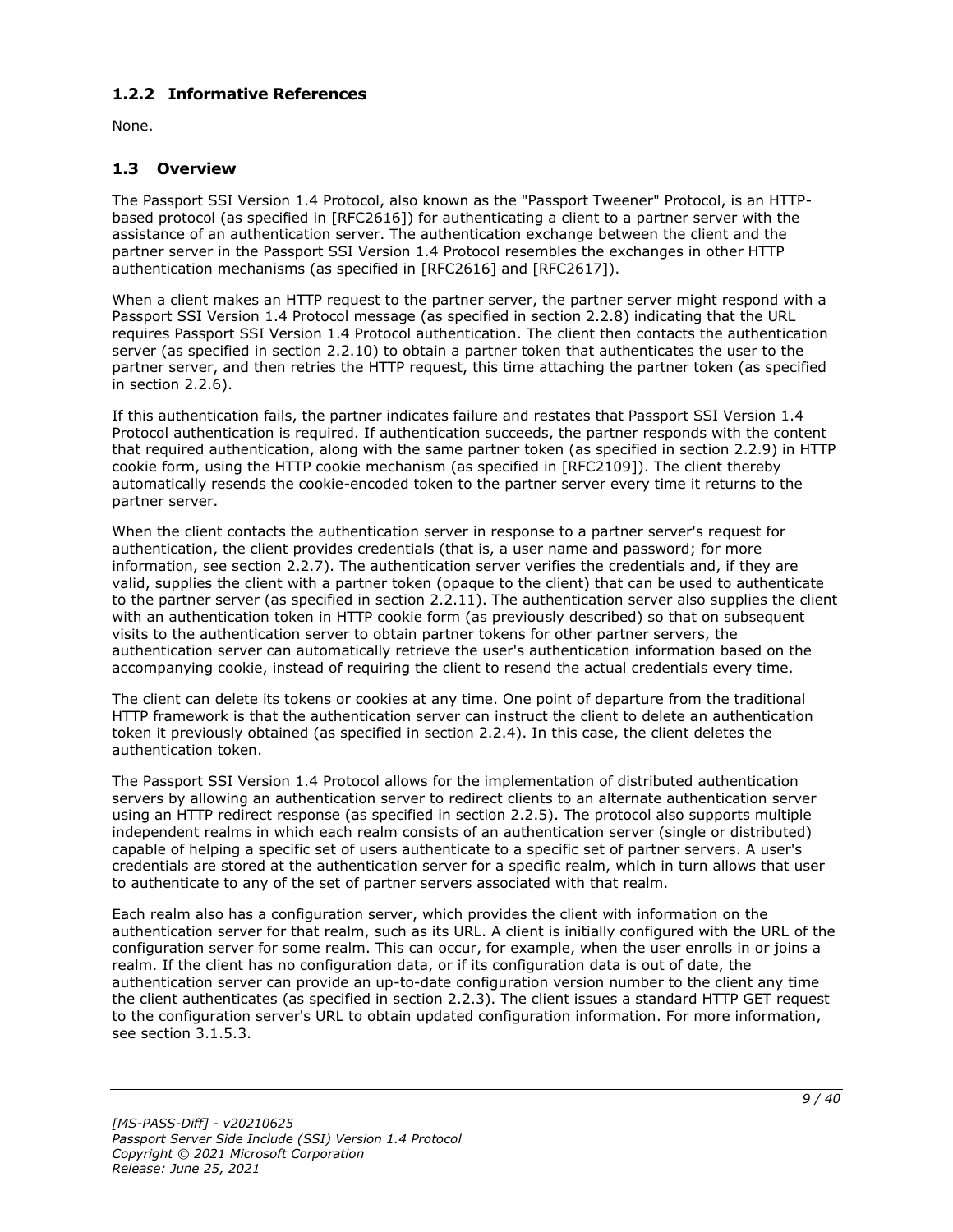### 1.2.2 Informative References

None.

## 1.3 Overview

The Passport SSI Version 1.4 Protocol, also known as the "Passport Tweener" Protocol, is an HTTP-based protocol (as specified in [RFC2616]) for authenticating a client to a partner server with the assistance of an authentication server. The authentication exchange between the client and the partner server in the Passport SSI Version 1.4 Protocol resembles the exchanges in other HTTP authentication mechanisms (as specified in [RFC2616] and [RFC2617]).

When a client makes an HTTP request to the partner server, the partner server might respond with a Passport SSI Version 1.4 Protocol message (as specified in section 2.2.8) indicating that the URL requires Passport SSI Version 1.4 Protocol authentication. The client then contacts the authentication server (as specified in section 2.2.10) to obtain a partner token that authenticates the user to the partner server, and then retries the HTTP request, this time attaching the partner token (as specified in section 2.2.6).

If this authentication fails, the partner indicates failure and restates that Passport SSI Version 1.4 Protocol authentication is required. If authentication succeeds, the partner responds with the content that required authentication, along with the same partner token (as specified in section 2.2.9) in HTTP cookie form, using the HTTP cookie mechanism (as specified in [RFC2109]). The client thereby automatically resends the cookie-encoded token to the partner server every time it returns to the partner server.

When the client contacts the authentication server in response to a partner server's request for authentication, the client provides credentials (that is, a user name and password; for more information, see section 2.2.7). The authentication server verifies the credentials and, if they are valid, supplies the client with a partner token (opaque to the client) that can be used to authenticate to the partner server (as specified in section 2.2.11). The authentication server also supplies the client with an authentication token in HTTP cookie form (as previously described) so that on subsequent visits to the authentication server to obtain partner tokens for other partner servers, the authentication server can automatically retrieve the user's authentication information based on the accompanying cookie, instead of requiring the client to resend the actual credentials every time.

The client can delete its tokens or cookies at any time. One point of departure from the traditional HTTP framework is that the authentication server can instruct the client to delete an authentication token it previously obtained (as specified in section 2.2.4). In this case, the client deletes the authentication token.

The Passport SSI Version 1.4 Protocol allows for the implementation of distributed authentication servers by allowing an authentication server to redirect clients to an alternate authentication server using an HTTP redirect response (as specified in section 2.2.5). The protocol also supports multiple independent realms in which each realm consists of an authentication server (single or distributed) capable of helping a specific set of users authenticate to a specific set of partner servers. A user's credentials are stored at the authentication server for a specific realm, which in turn allows that user to authenticate to any of the set of partner servers associated with that realm.

Each realm also has a configuration server, which provides the client with information on the authentication server for that realm, such as its URL. A client is initially configured with the URL of the configuration server for some realm. This can occur, for example, when the user enrolls in or joins a realm. If the client has no configuration data, or if its configuration data is out of date, the authentication server can provide an up-to-date configuration version number to the client any time the client authenticates (as specified in section 2.2.3). The client issues a standard HTTP GET request to the configuration server's URL to obtain updated configuration information. For more information, see section 3.1.5.3.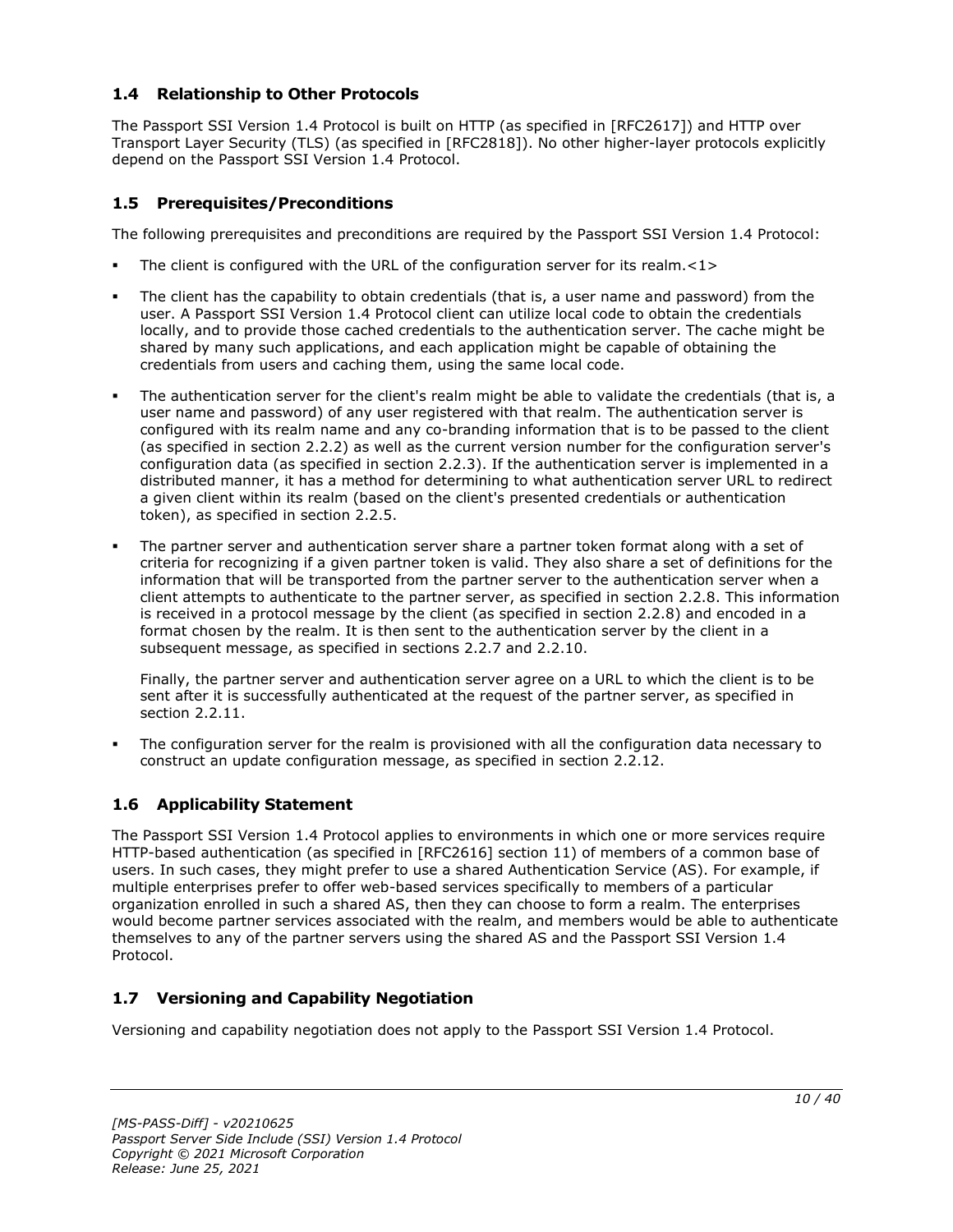## 1.4 Relationship to Other Protocols

The Passport SSI Version 1.4 Protocol is built on HTTP (as specified in [RFC2617]) and HTTP over Transport Layer Security (TLS) (as specified in [RFC2818]). No other higher-layer protocols explicitly depend on the Passport SSI Version 1.4 Protocol.

## 1.5 Prerequisites/Preconditions

The following prerequisites and preconditions are required by the Passport SSI Version 1.4 Protocol:

- The client is configured with the URL of the configuration server for its realm.<1>
- The client has the capability to obtain credentials (that is, a user name and password) from the user. A Passport SSI Version 1.4 Protocol client can utilize local code to obtain the credentials locally, and to provide those cached credentials to the authentication server. The cache might be shared by many such applications, and each application might be capable of obtaining the credentials from users and caching them, using the same local code.
- The authentication server for the client's realm might be able to validate the credentials (that is, a user name and password) of any user registered with that realm. The authentication server is configured with its realm name and any co-branding information that is to be passed to the client (as specified in section 2.2.2) as well as the current version number for the configuration server's configuration data (as specified in section 2.2.3). If the authentication server is implemented in a distributed manner, it has a method for determining to what authentication server URL to redirect a given client within its realm (based on the client's presented credentials or authentication token), as specified in section 2.2.5.
- The partner server and authentication server share a partner token format along with a set of criteria for recognizing if a given partner token is valid. They also share a set of definitions for the information that will be transported from the partner server to the authentication server when a client attempts to authenticate to the partner server, as specified in section 2.2.8. This information is received in a protocol message by the client (as specified in section 2.2.8) and encoded in a format chosen by the realm. It is then sent to the authentication server by the client in a subsequent message, as specified in sections 2.2.7 and 2.2.10.

  Finally, the partner server and authentication server agree on a URL to which the client is to be sent after it is successfully authenticated at the request of the partner server, as specified in section 2.2.11.
- The configuration server for the realm is provisioned with all the configuration data necessary to construct an update configuration message, as specified in section 2.2.12.

## 1.6 Applicability Statement

The Passport SSI Version 1.4 Protocol applies to environments in which one or more services require HTTP-based authentication (as specified in [RFC2616] section 11) of members of a common base of users. In such cases, they might prefer to use a shared Authentication Service (AS). For example, if multiple enterprises prefer to offer web-based services specifically to members of a particular organization enrolled in such a shared AS, then they can choose to form a realm. The enterprises would become partner services associated with the realm, and members would be able to authenticate themselves to any of the partner servers using the shared AS and the Passport SSI Version 1.4 Protocol.

## 1.7 Versioning and Capability Negotiation

Versioning and capability negotiation does not apply to the Passport SSI Version 1.4 Protocol.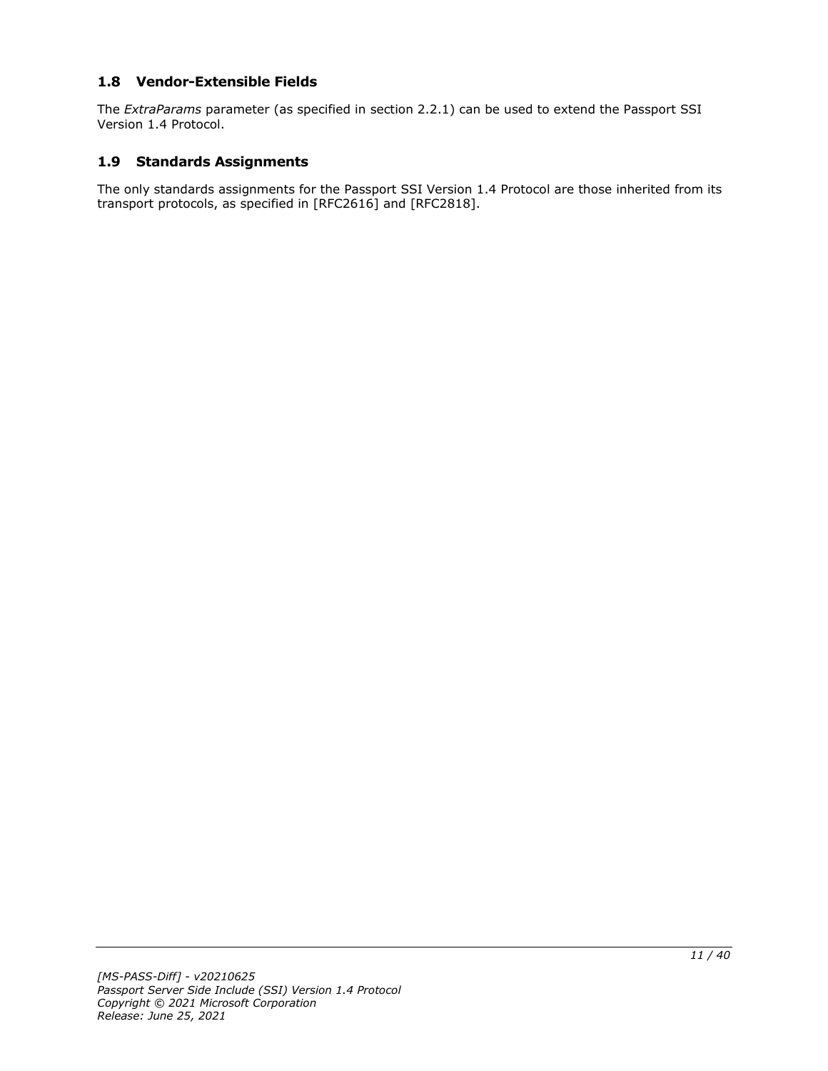## 1.8 Vendor-Extensible Fields

The *ExtraParams* parameter (as specified in section 2.2.1) can be used to extend the Passport SSI Version 1.4 Protocol.

## 1.9 Standards Assignments

The only standards assignments for the Passport SSI Version 1.4 Protocol are those inherited from its transport protocols, as specified in [RFC2616] and [RFC2818].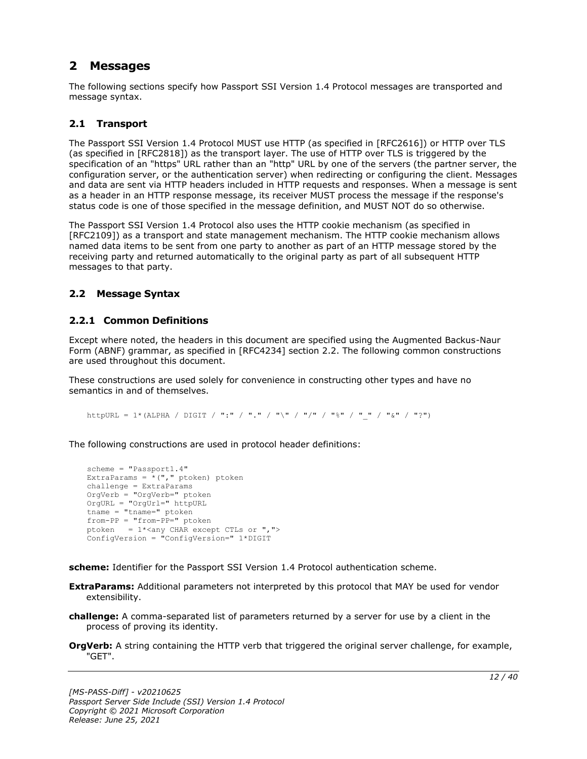# 2 Messages

The following sections specify how Passport SSI Version 1.4 Protocol messages are transported and message syntax.

## 2.1 Transport

The Passport SSI Version 1.4 Protocol MUST use HTTP (as specified in [RFC2616]) or HTTP over TLS (as specified in [RFC2818]) as the transport layer. The use of HTTP over TLS is triggered by the specification of an "https" URL rather than an "http" URL by one of the servers (the partner server, the configuration server, or the authentication server) when redirecting or configuring the client. Messages and data are sent via HTTP headers included in HTTP requests and responses. When a message is sent as a header in an HTTP response message, its receiver MUST process the message if the response's status code is one of those specified in the message definition, and MUST NOT do so otherwise.

The Passport SSI Version 1.4 Protocol also uses the HTTP cookie mechanism (as specified in [RFC2109]) as a transport and state management mechanism. The HTTP cookie mechanism allows named data items to be sent from one party to another as part of an HTTP message stored by the receiving party and returned automatically to the original party as part of all subsequent HTTP messages to that party.

## 2.2 Message Syntax

### 2.2.1 Common Definitions

Except where noted, the headers in this document are specified using the Augmented Backus-Naur Form (ABNF) grammar, as specified in [RFC4234] section 2.2. The following common constructions are used throughout this document.

These constructions are used solely for convenience in constructing other types and have no semantics in and of themselves.

```
httpURL = 1*(ALPHA / DIGIT / ":" / "." / "\" / "/" / "%" / "_" / "&" / "?")
```

The following constructions are used in protocol header definitions:

```
scheme = "Passport1.4"
ExtraParams = *("," ptoken) ptoken
challenge = ExtraParams
OrgVerb = "OrgVerb=" ptoken
OrgURL = "OrgUrl=" httpURL
tname = "tname=" ptoken
from-PP = "from-PP=" ptoken
ptoken   = 1*<any CHAR except CTLs or ",">
ConfigVersion = "ConfigVersion=" 1*DIGIT
```

**scheme:** Identifier for the Passport SSI Version 1.4 Protocol authentication scheme.

**ExtraParams:** Additional parameters not interpreted by this protocol that MAY be used for vendor extensibility.

**challenge:** A comma-separated list of parameters returned by a server for use by a client in the process of proving its identity.

**OrgVerb:** A string containing the HTTP verb that triggered the original server challenge, for example, "GET".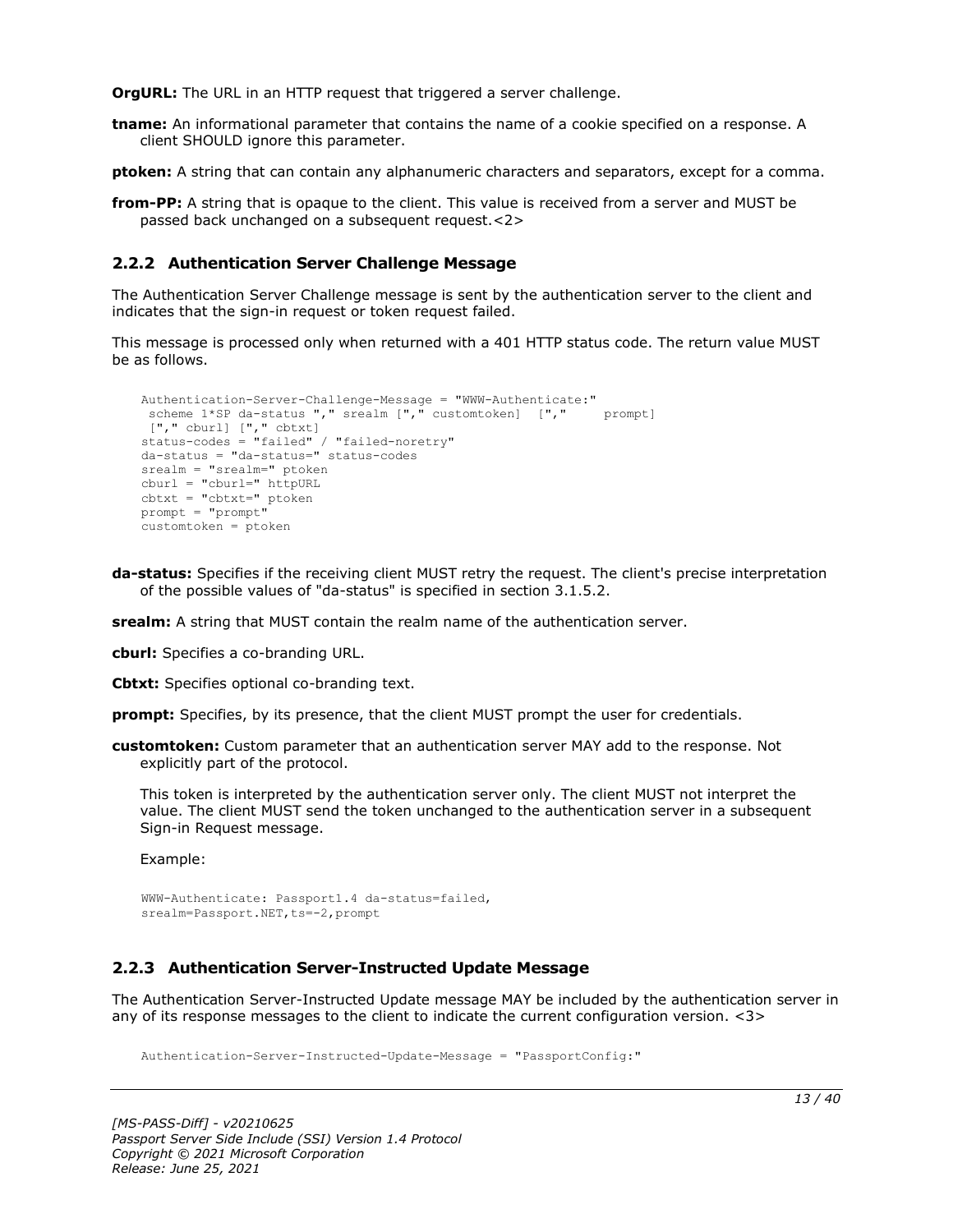**OrgURL:** The URL in an HTTP request that triggered a server challenge.

**tname:** An informational parameter that contains the name of a cookie specified on a response. A client SHOULD ignore this parameter.

**ptoken:** A string that can contain any alphanumeric characters and separators, except for a comma.

**from-PP:** A string that is opaque to the client. This value is received from a server and MUST be passed back unchanged on a subsequent request.<2>

### 2.2.2 Authentication Server Challenge Message

The Authentication Server Challenge message is sent by the authentication server to the client and indicates that the sign-in request or token request failed.

This message is processed only when returned with a 401 HTTP status code. The return value MUST be as follows.

```
Authentication-Server-Challenge-Message = "WWW-Authenticate:"
 scheme 1*SP da-status "," srealm ["," customtoken]  [","     prompt]
 ["," cburl] ["," cbtxt]
status-codes = "failed" / "failed-noretry"
da-status = "da-status=" status-codes
srealm = "srealm=" ptoken
cburl = "cburl=" httpURL
cbtxt = "cbtxt=" ptoken
prompt = "prompt"
customtoken = ptoken
```

**da-status:** Specifies if the receiving client MUST retry the request. The client's precise interpretation of the possible values of "da-status" is specified in section 3.1.5.2.

**srealm:** A string that MUST contain the realm name of the authentication server.

**cburl:** Specifies a co-branding URL.

**Cbtxt:** Specifies optional co-branding text.

**prompt:** Specifies, by its presence, that the client MUST prompt the user for credentials.

**customtoken:** Custom parameter that an authentication server MAY add to the response. Not explicitly part of the protocol.

This token is interpreted by the authentication server only. The client MUST not interpret the value. The client MUST send the token unchanged to the authentication server in a subsequent Sign-in Request message.

Example:

```
WWW-Authenticate: Passport1.4 da-status=failed,
srealm=Passport.NET,ts=-2,prompt
```

### 2.2.3 Authentication Server-Instructed Update Message

The Authentication Server-Instructed Update message MAY be included by the authentication server in any of its response messages to the client to indicate the current configuration version. <3>

```
Authentication-Server-Instructed-Update-Message = "PassportConfig:"
```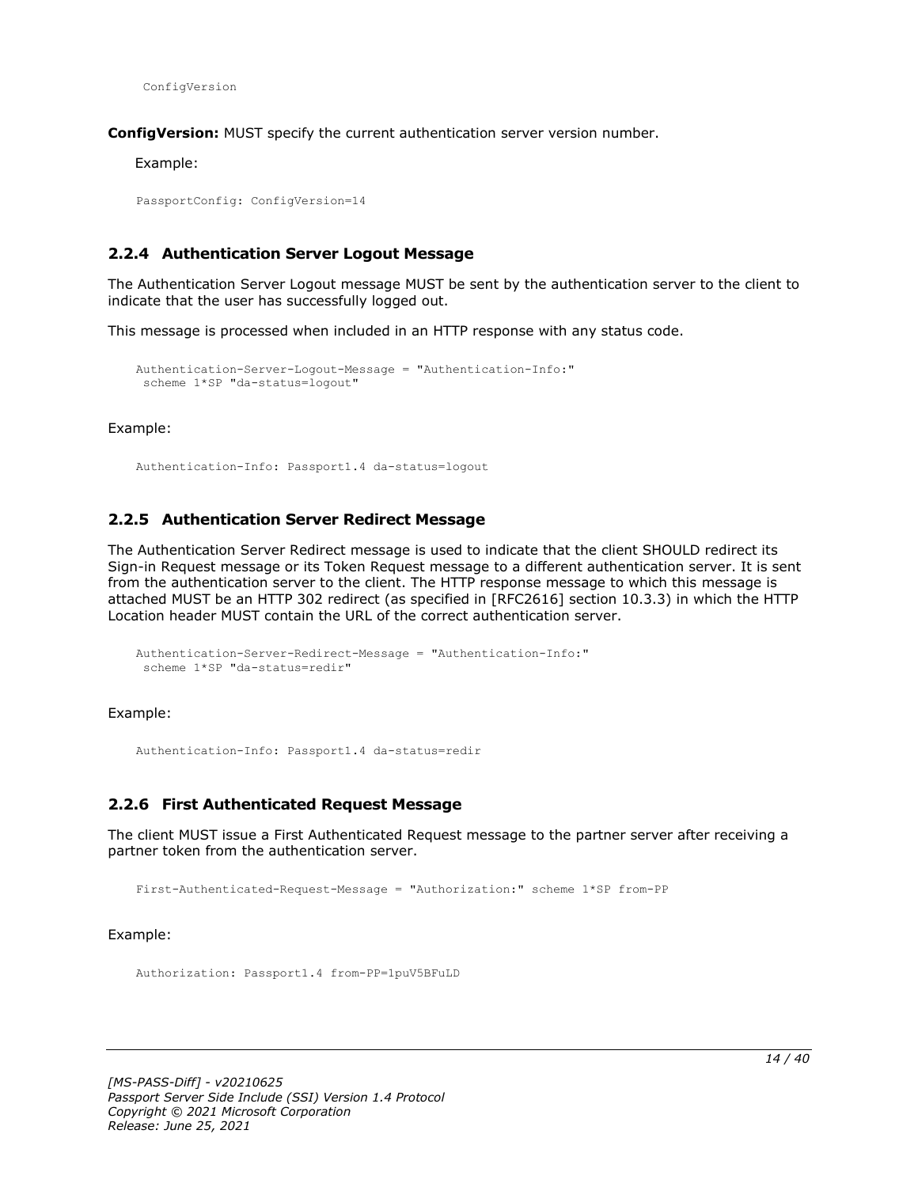```
ConfigVersion
```

**ConfigVersion:** MUST specify the current authentication server version number.

Example:

```
PassportConfig: ConfigVersion=14
```

### 2.2.4 Authentication Server Logout Message

The Authentication Server Logout message MUST be sent by the authentication server to the client to indicate that the user has successfully logged out.

This message is processed when included in an HTTP response with any status code.

```
Authentication-Server-Logout-Message = "Authentication-Info:"
 scheme 1*SP "da-status=logout"
```

Example:

```
Authentication-Info: Passport1.4 da-status=logout
```

### 2.2.5 Authentication Server Redirect Message

The Authentication Server Redirect message is used to indicate that the client SHOULD redirect its Sign-in Request message or its Token Request message to a different authentication server. It is sent from the authentication server to the client. The HTTP response message to which this message is attached MUST be an HTTP 302 redirect (as specified in [RFC2616] section 10.3.3) in which the HTTP Location header MUST contain the URL of the correct authentication server.

```
Authentication-Server-Redirect-Message = "Authentication-Info:"
 scheme 1*SP "da-status=redir"
```

Example:

```
Authentication-Info: Passport1.4 da-status=redir
```

### 2.2.6 First Authenticated Request Message

The client MUST issue a First Authenticated Request message to the partner server after receiving a partner token from the authentication server.

```
First-Authenticated-Request-Message = "Authorization:" scheme 1*SP from-PP
```

Example:

```
Authorization: Passport1.4 from-PP=1puV5BFuLD
```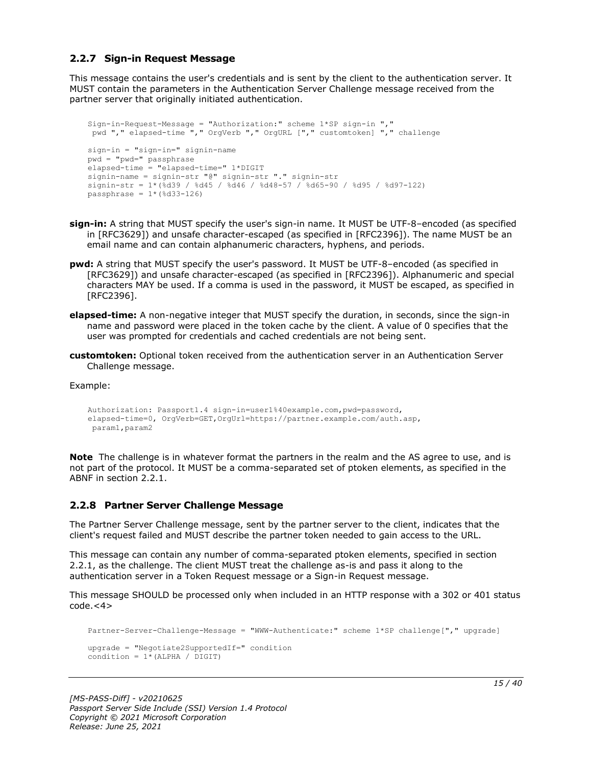### 2.2.7 Sign-in Request Message

This message contains the user's credentials and is sent by the client to the authentication server. It MUST contain the parameters in the Authentication Server Challenge message received from the partner server that originally initiated authentication.

```
Sign-in-Request-Message = "Authorization:" scheme 1*SP sign-in ","
 pwd "," elapsed-time "," OrgVerb "," OrgURL ["," customtoken] "," challenge

sign-in = "sign-in=" signin-name
pwd = "pwd=" passphrase
elapsed-time = "elapsed-time=" 1*DIGIT
signin-name = signin-str "@" signin-str "." signin-str
signin-str = 1*(%d39 / %d45 / %d46 / %d48-57 / %d65-90 / %d95 / %d97-122)
passphrase = 1*(%d33-126)
```

**sign-in:** A string that MUST specify the user's sign-in name. It MUST be UTF-8–encoded (as specified in [RFC3629]) and unsafe character-escaped (as specified in [RFC2396]). The name MUST be an email name and can contain alphanumeric characters, hyphens, and periods.

**pwd:** A string that MUST specify the user's password. It MUST be UTF-8–encoded (as specified in [RFC3629]) and unsafe character-escaped (as specified in [RFC2396]). Alphanumeric and special characters MAY be used. If a comma is used in the password, it MUST be escaped, as specified in [RFC2396].

**elapsed-time:** A non-negative integer that MUST specify the duration, in seconds, since the sign-in name and password were placed in the token cache by the client. A value of 0 specifies that the user was prompted for credentials and cached credentials are not being sent.

**customtoken:** Optional token received from the authentication server in an Authentication Server Challenge message.

Example:

```
Authorization: Passport1.4 sign-in=user1%40example.com,pwd=password,
elapsed-time=0, OrgVerb=GET,OrgUrl=https://partner.example.com/auth.asp,
 param1,param2
```

**Note** The challenge is in whatever format the partners in the realm and the AS agree to use, and is not part of the protocol. It MUST be a comma-separated set of ptoken elements, as specified in the ABNF in section 2.2.1.

### 2.2.8 Partner Server Challenge Message

The Partner Server Challenge message, sent by the partner server to the client, indicates that the client's request failed and MUST describe the partner token needed to gain access to the URL.

This message can contain any number of comma-separated ptoken elements, specified in section 2.2.1, as the challenge. The client MUST treat the challenge as-is and pass it along to the authentication server in a Token Request message or a Sign-in Request message.

This message SHOULD be processed only when included in an HTTP response with a 302 or 401 status code.<4>

```
Partner-Server-Challenge-Message = "WWW-Authenticate:" scheme 1*SP challenge["," upgrade]

upgrade = "Negotiate2SupportedIf=" condition
condition = 1*(ALPHA / DIGIT)
```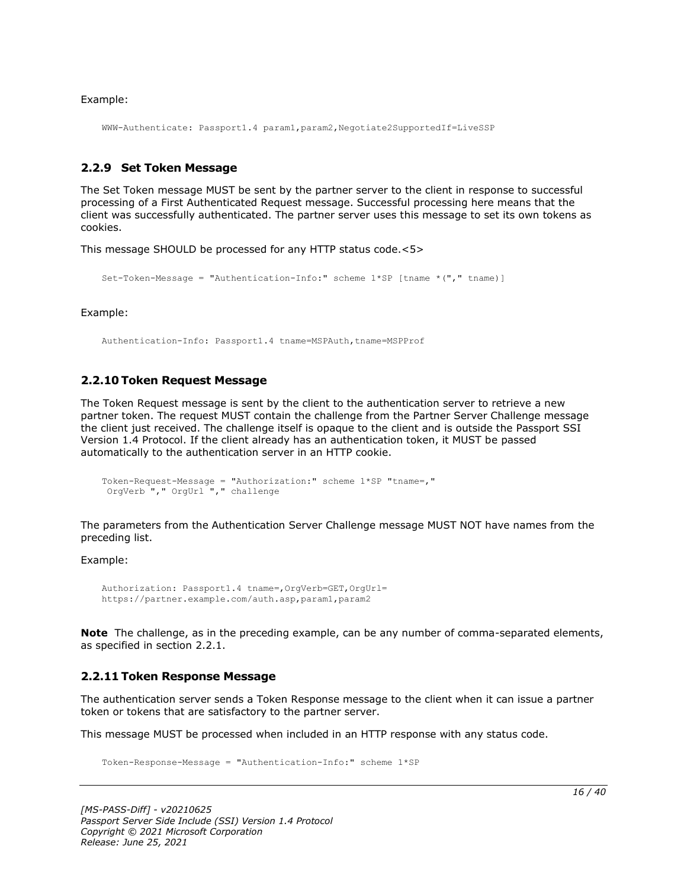Example:

```
WWW-Authenticate: Passport1.4 param1,param2,Negotiate2SupportedIf=LiveSSP
```

### 2.2.9 Set Token Message

The Set Token message MUST be sent by the partner server to the client in response to successful processing of a First Authenticated Request message. Successful processing here means that the client was successfully authenticated. The partner server uses this message to set its own tokens as cookies.

This message SHOULD be processed for any HTTP status code.<5>

```
Set-Token-Message = "Authentication-Info:" scheme 1*SP [tname *("," tname)]
```

Example:

```
Authentication-Info: Passport1.4 tname=MSPAuth,tname=MSPProf
```

### 2.2.10 Token Request Message

The Token Request message is sent by the client to the authentication server to retrieve a new partner token. The request MUST contain the challenge from the Partner Server Challenge message the client just received. The challenge itself is opaque to the client and is outside the Passport SSI Version 1.4 Protocol. If the client already has an authentication token, it MUST be passed automatically to the authentication server in an HTTP cookie.

```
Token-Request-Message = "Authorization:" scheme 1*SP "tname=,"
 OrgVerb "," OrgUrl "," challenge
```

The parameters from the Authentication Server Challenge message MUST NOT have names from the preceding list.

Example:

```
Authorization: Passport1.4 tname=,OrgVerb=GET,OrgUrl=
https://partner.example.com/auth.asp,param1,param2
```

**Note** The challenge, as in the preceding example, can be any number of comma-separated elements, as specified in section 2.2.1.

### 2.2.11 Token Response Message

The authentication server sends a Token Response message to the client when it can issue a partner token or tokens that are satisfactory to the partner server.

This message MUST be processed when included in an HTTP response with any status code.

```
Token-Response-Message = "Authentication-Info:" scheme 1*SP
```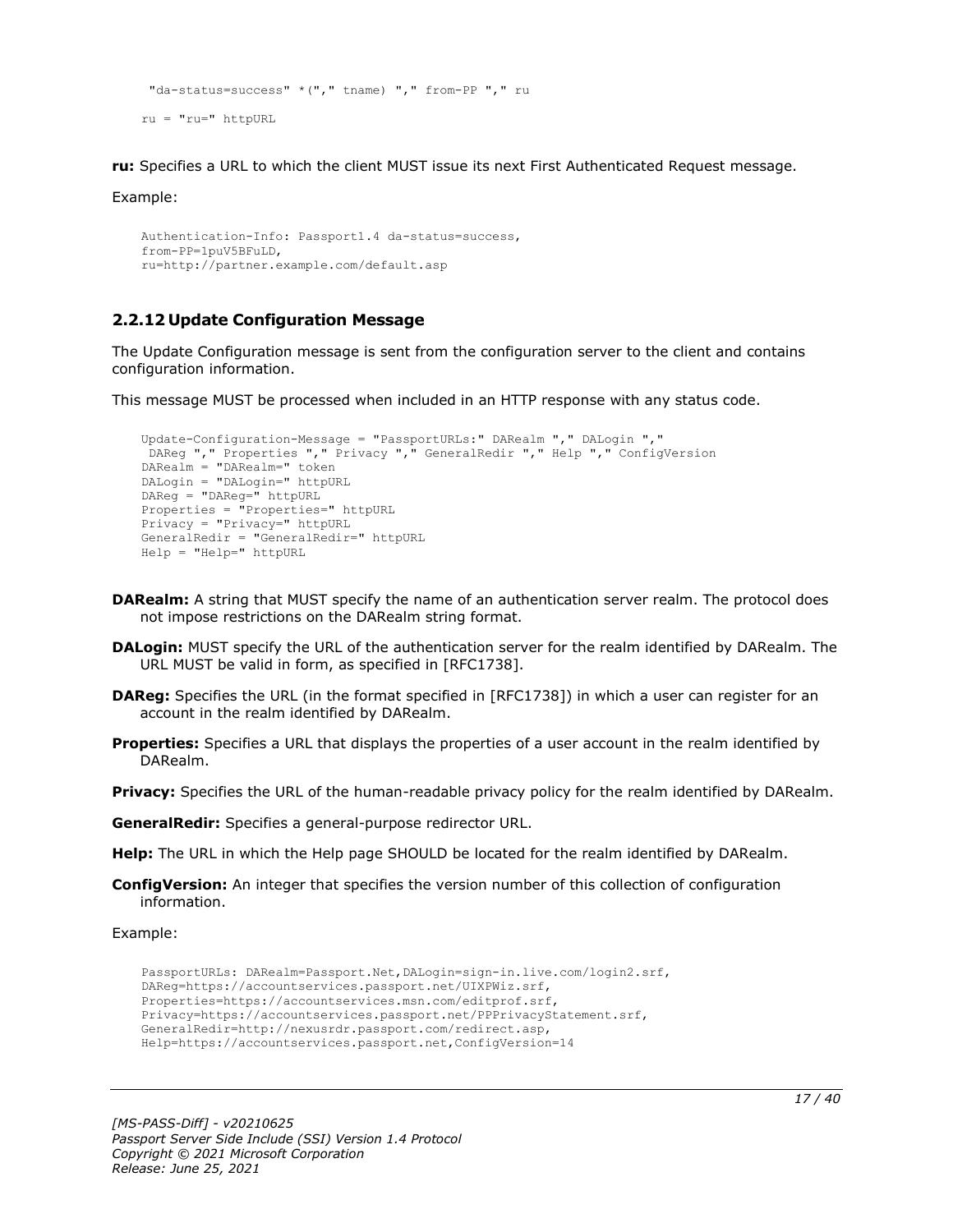```
"da-status=success" *("," tname) "," from-PP "," ru

ru = "ru=" httpURL
```

**ru:** Specifies a URL to which the client MUST issue its next First Authenticated Request message.

Example:

```
Authentication-Info: Passport1.4 da-status=success,
from-PP=1puV5BFuLD,
ru=http://partner.example.com/default.asp
```

### 2.2.12 Update Configuration Message

The Update Configuration message is sent from the configuration server to the client and contains configuration information.

This message MUST be processed when included in an HTTP response with any status code.

```
Update-Configuration-Message = "PassportURLs:" DARealm "," DALogin ","
 DAReg "," Properties "," Privacy "," GeneralRedir "," Help "," ConfigVersion
DARealm = "DARealm=" token
DALogin = "DALogin=" httpURL
DAReg = "DAReg=" httpURL
Properties = "Properties=" httpURL
Privacy = "Privacy=" httpURL
GeneralRedir = "GeneralRedir=" httpURL
Help = "Help=" httpURL
```

**DARealm:** A string that MUST specify the name of an authentication server realm. The protocol does not impose restrictions on the DARealm string format.

**DALogin:** MUST specify the URL of the authentication server for the realm identified by DARealm. The URL MUST be valid in form, as specified in [RFC1738].

**DAReg:** Specifies the URL (in the format specified in [RFC1738]) in which a user can register for an account in the realm identified by DARealm.

**Properties:** Specifies a URL that displays the properties of a user account in the realm identified by DARealm.

**Privacy:** Specifies the URL of the human-readable privacy policy for the realm identified by DARealm.

**GeneralRedir:** Specifies a general-purpose redirector URL.

**Help:** The URL in which the Help page SHOULD be located for the realm identified by DARealm.

**ConfigVersion:** An integer that specifies the version number of this collection of configuration information.

Example:

```
PassportURLs: DARealm=Passport.Net,DALogin=sign-in.live.com/login2.srf,
DAReg=https://accountservices.passport.net/UIXPWiz.srf,
Properties=https://accountservices.msn.com/editprof.srf,
Privacy=https://accountservices.passport.net/PPPrivacyStatement.srf,
GeneralRedir=http://nexusrdr.passport.com/redirect.asp,
Help=https://accountservices.passport.net,ConfigVersion=14
```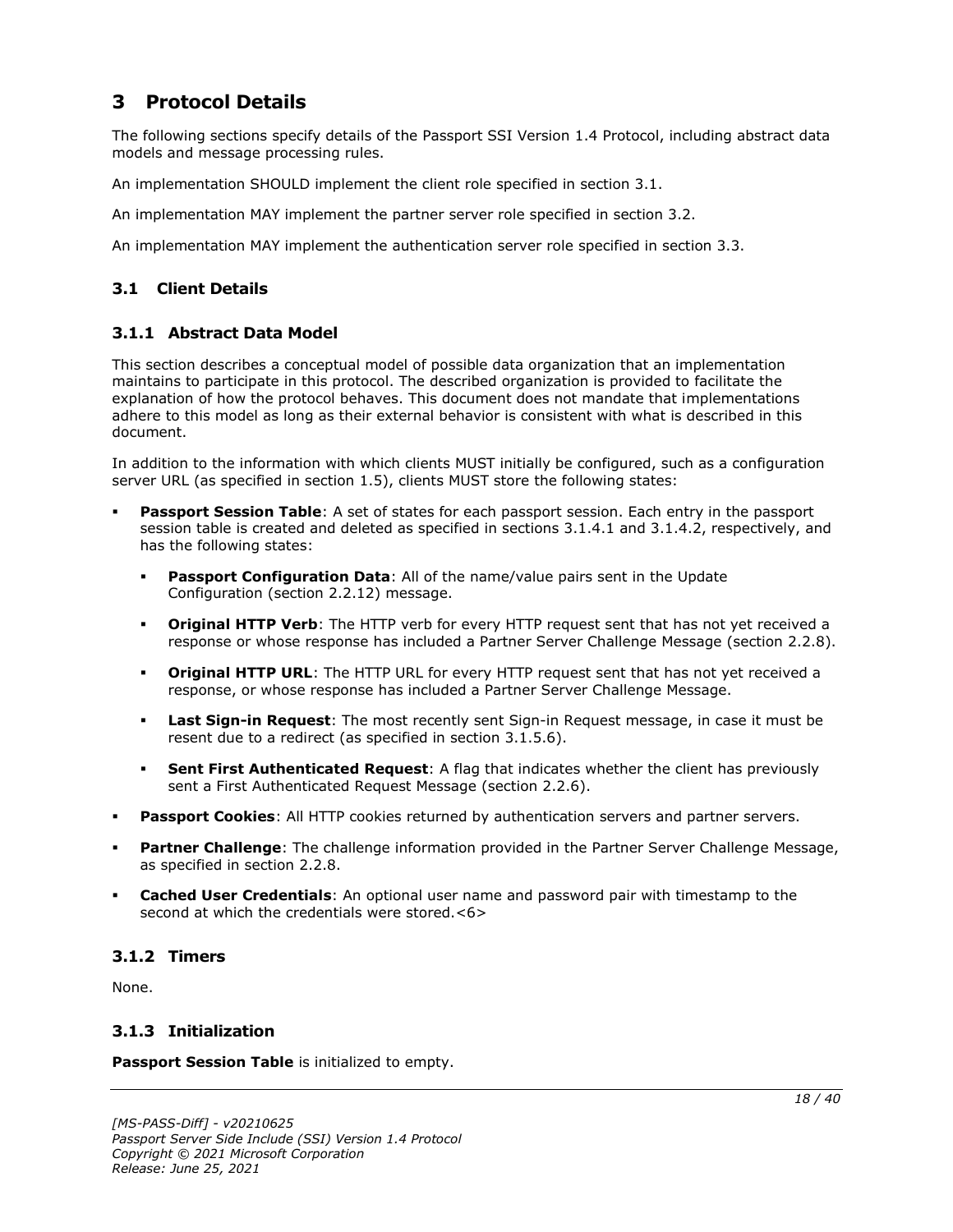# 3 Protocol Details

The following sections specify details of the Passport SSI Version 1.4 Protocol, including abstract data models and message processing rules.

An implementation SHOULD implement the client role specified in section 3.1.

An implementation MAY implement the partner server role specified in section 3.2.

An implementation MAY implement the authentication server role specified in section 3.3.

## 3.1 Client Details

### 3.1.1 Abstract Data Model

This section describes a conceptual model of possible data organization that an implementation maintains to participate in this protocol. The described organization is provided to facilitate the explanation of how the protocol behaves. This document does not mandate that implementations adhere to this model as long as their external behavior is consistent with what is described in this document.

In addition to the information with which clients MUST initially be configured, such as a configuration server URL (as specified in section 1.5), clients MUST store the following states:

- **Passport Session Table**: A set of states for each passport session. Each entry in the passport session table is created and deleted as specified in sections 3.1.4.1 and 3.1.4.2, respectively, and has the following states:
  - **Passport Configuration Data**: All of the name/value pairs sent in the Update Configuration (section 2.2.12) message.
  - **Original HTTP Verb**: The HTTP verb for every HTTP request sent that has not yet received a response or whose response has included a Partner Server Challenge Message (section 2.2.8).
  - **Original HTTP URL**: The HTTP URL for every HTTP request sent that has not yet received a response, or whose response has included a Partner Server Challenge Message.
  - **Last Sign-in Request**: The most recently sent Sign-in Request message, in case it must be resent due to a redirect (as specified in section 3.1.5.6).
  - **Sent First Authenticated Request**: A flag that indicates whether the client has previously sent a First Authenticated Request Message (section 2.2.6).
- **Passport Cookies**: All HTTP cookies returned by authentication servers and partner servers.
- **Partner Challenge**: The challenge information provided in the Partner Server Challenge Message, as specified in section 2.2.8.
- **Cached User Credentials**: An optional user name and password pair with timestamp to the second at which the credentials were stored.<6>

### 3.1.2 Timers

None.

### 3.1.3 Initialization

**Passport Session Table** is initialized to empty.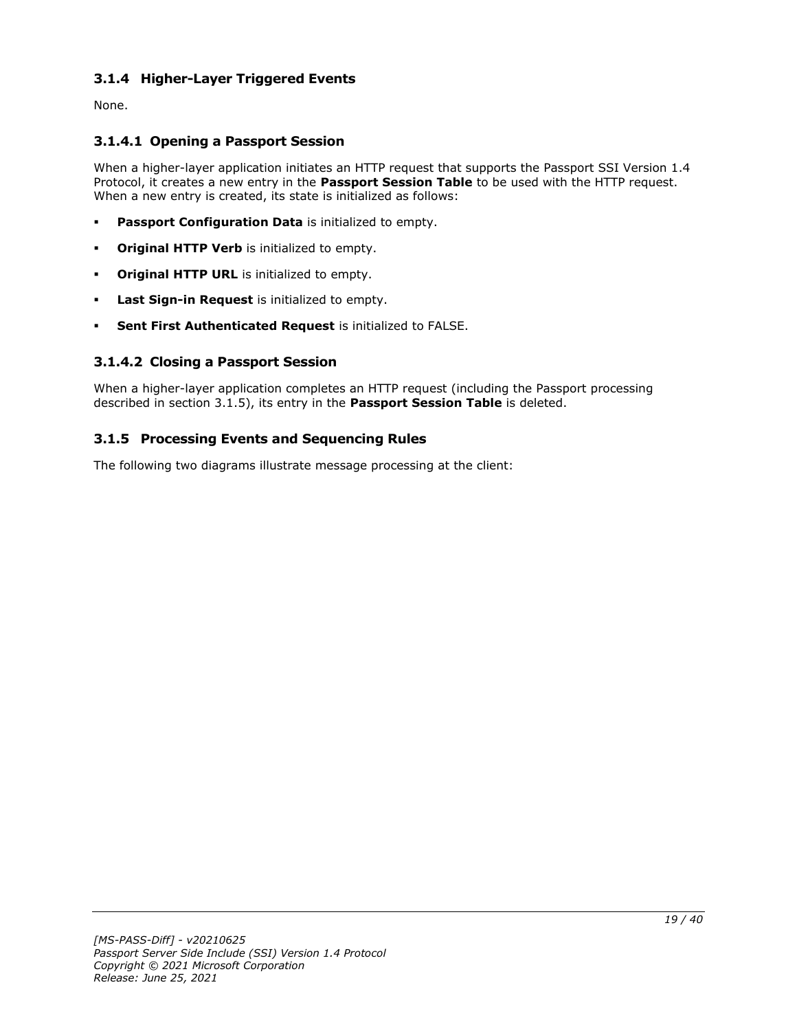### 3.1.4 Higher-Layer Triggered Events

None.

#### 3.1.4.1 Opening a Passport Session

When a higher-layer application initiates an HTTP request that supports the Passport SSI Version 1.4 Protocol, it creates a new entry in the **Passport Session Table** to be used with the HTTP request. When a new entry is created, its state is initialized as follows:

- **Passport Configuration Data** is initialized to empty.
- **Original HTTP Verb** is initialized to empty.
- **Original HTTP URL** is initialized to empty.
- **Last Sign-in Request** is initialized to empty.
- **Sent First Authenticated Request** is initialized to FALSE.

#### 3.1.4.2 Closing a Passport Session

When a higher-layer application completes an HTTP request (including the Passport processing described in section 3.1.5), its entry in the **Passport Session Table** is deleted.

### 3.1.5 Processing Events and Sequencing Rules

The following two diagrams illustrate message processing at the client: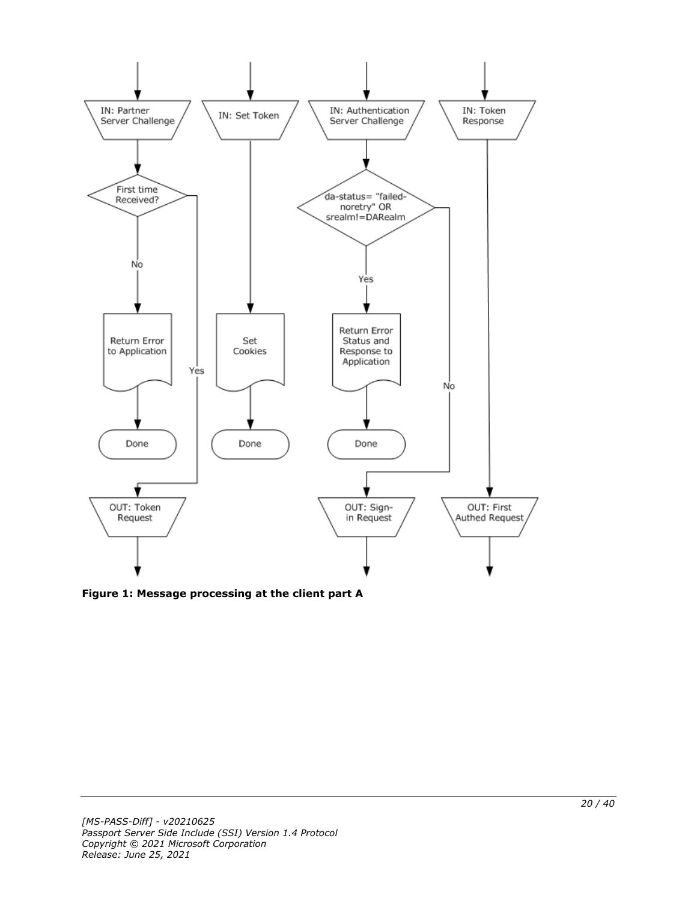**Figure 1: Message processing at the client part A**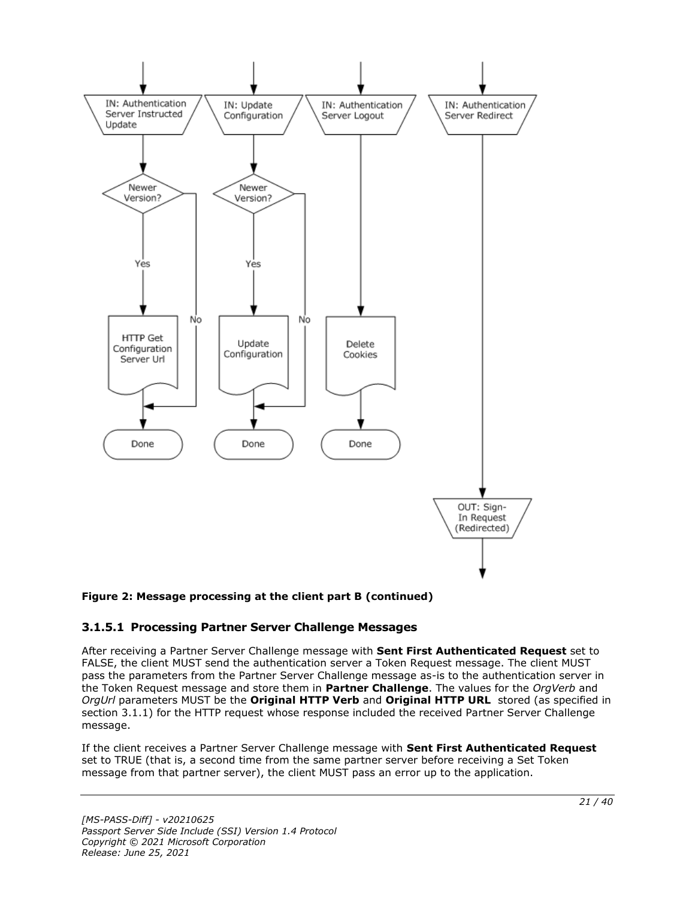**Figure 2: Message processing at the client part B (continued)**

### 3.1.5.1 Processing Partner Server Challenge Messages

After receiving a Partner Server Challenge message with **Sent First Authenticated Request** set to FALSE, the client MUST send the authentication server a Token Request message. The client MUST pass the parameters from the Partner Server Challenge message as-is to the authentication server in the Token Request message and store them in **Partner Challenge**. The values for the *OrgVerb* and *OrgUrl* parameters MUST be the **Original HTTP Verb** and **Original HTTP URL** stored (as specified in section 3.1.1) for the HTTP request whose response included the received Partner Server Challenge message.

If the client receives a Partner Server Challenge message with **Sent First Authenticated Request** set to TRUE (that is, a second time from the same partner server before receiving a Set Token message from that partner server), the client MUST pass an error up to the application.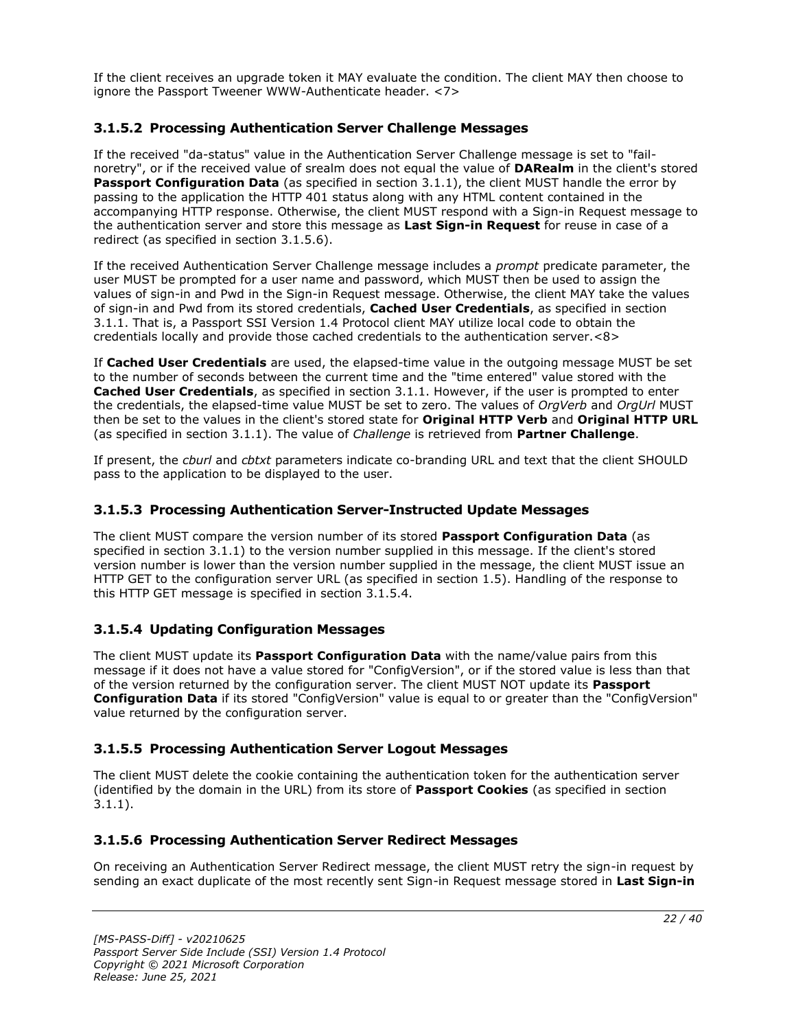If the client receives an upgrade token it MAY evaluate the condition. The client MAY then choose to ignore the Passport Tweener WWW-Authenticate header. <7>

### 3.1.5.2 Processing Authentication Server Challenge Messages

If the received "da-status" value in the Authentication Server Challenge message is set to "fail-noretry", or if the received value of srealm does not equal the value of **DARealm** in the client's stored **Passport Configuration Data** (as specified in section 3.1.1), the client MUST handle the error by passing to the application the HTTP 401 status along with any HTML content contained in the accompanying HTTP response. Otherwise, the client MUST respond with a Sign-in Request message to the authentication server and store this message as **Last Sign-in Request** for reuse in case of a redirect (as specified in section 3.1.5.6).

If the received Authentication Server Challenge message includes a *prompt* predicate parameter, the user MUST be prompted for a user name and password, which MUST then be used to assign the values of sign-in and Pwd in the Sign-in Request message. Otherwise, the client MAY take the values of sign-in and Pwd from its stored credentials, **Cached User Credentials**, as specified in section 3.1.1. That is, a Passport SSI Version 1.4 Protocol client MAY utilize local code to obtain the credentials locally and provide those cached credentials to the authentication server.<8>

If **Cached User Credentials** are used, the elapsed-time value in the outgoing message MUST be set to the number of seconds between the current time and the "time entered" value stored with the **Cached User Credentials**, as specified in section 3.1.1. However, if the user is prompted to enter the credentials, the elapsed-time value MUST be set to zero. The values of *OrgVerb* and *OrgUrl* MUST then be set to the values in the client's stored state for **Original HTTP Verb** and **Original HTTP URL** (as specified in section 3.1.1). The value of *Challenge* is retrieved from **Partner Challenge**.

If present, the *cburl* and *cbtxt* parameters indicate co-branding URL and text that the client SHOULD pass to the application to be displayed to the user.

### 3.1.5.3 Processing Authentication Server-Instructed Update Messages

The client MUST compare the version number of its stored **Passport Configuration Data** (as specified in section 3.1.1) to the version number supplied in this message. If the client's stored version number is lower than the version number supplied in the message, the client MUST issue an HTTP GET to the configuration server URL (as specified in section 1.5). Handling of the response to this HTTP GET message is specified in section 3.1.5.4.

### 3.1.5.4 Updating Configuration Messages

The client MUST update its **Passport Configuration Data** with the name/value pairs from this message if it does not have a value stored for "ConfigVersion", or if the stored value is less than that of the version returned by the configuration server. The client MUST NOT update its **Passport Configuration Data** if its stored "ConfigVersion" value is equal to or greater than the "ConfigVersion" value returned by the configuration server.

### 3.1.5.5 Processing Authentication Server Logout Messages

The client MUST delete the cookie containing the authentication token for the authentication server (identified by the domain in the URL) from its store of **Passport Cookies** (as specified in section 3.1.1).

### 3.1.5.6 Processing Authentication Server Redirect Messages

On receiving an Authentication Server Redirect message, the client MUST retry the sign-in request by sending an exact duplicate of the most recently sent Sign-in Request message stored in **Last Sign-in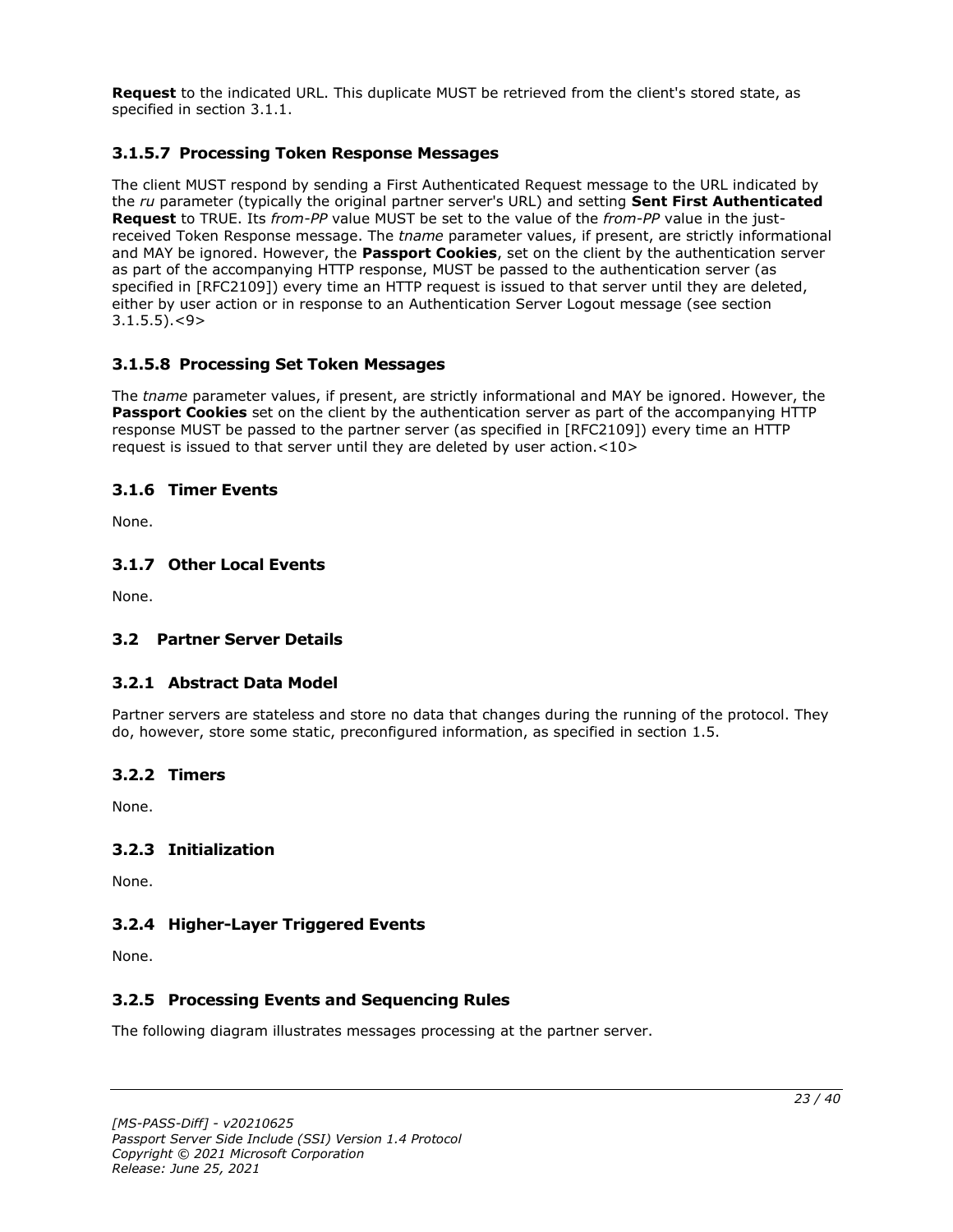**Request** to the indicated URL. This duplicate MUST be retrieved from the client's stored state, as specified in section 3.1.1.

### 3.1.5.7 Processing Token Response Messages

The client MUST respond by sending a First Authenticated Request message to the URL indicated by the *ru* parameter (typically the original partner server's URL) and setting **Sent First Authenticated Request** to TRUE. Its *from-PP* value MUST be set to the value of the *from-PP* value in the just-received Token Response message. The *tname* parameter values, if present, are strictly informational and MAY be ignored. However, the **Passport Cookies**, set on the client by the authentication server as part of the accompanying HTTP response, MUST be passed to the authentication server (as specified in [RFC2109]) every time an HTTP request is issued to that server until they are deleted, either by user action or in response to an Authentication Server Logout message (see section 3.1.5.5).<9>

### 3.1.5.8 Processing Set Token Messages

The *tname* parameter values, if present, are strictly informational and MAY be ignored. However, the **Passport Cookies** set on the client by the authentication server as part of the accompanying HTTP response MUST be passed to the partner server (as specified in [RFC2109]) every time an HTTP request is issued to that server until they are deleted by user action.<10>

### 3.1.6 Timer Events

None.

### 3.1.7 Other Local Events

None.

## 3.2 Partner Server Details

### 3.2.1 Abstract Data Model

Partner servers are stateless and store no data that changes during the running of the protocol. They do, however, store some static, preconfigured information, as specified in section 1.5.

### 3.2.2 Timers

None.

### 3.2.3 Initialization

None.

### 3.2.4 Higher-Layer Triggered Events

None.

### 3.2.5 Processing Events and Sequencing Rules

The following diagram illustrates messages processing at the partner server.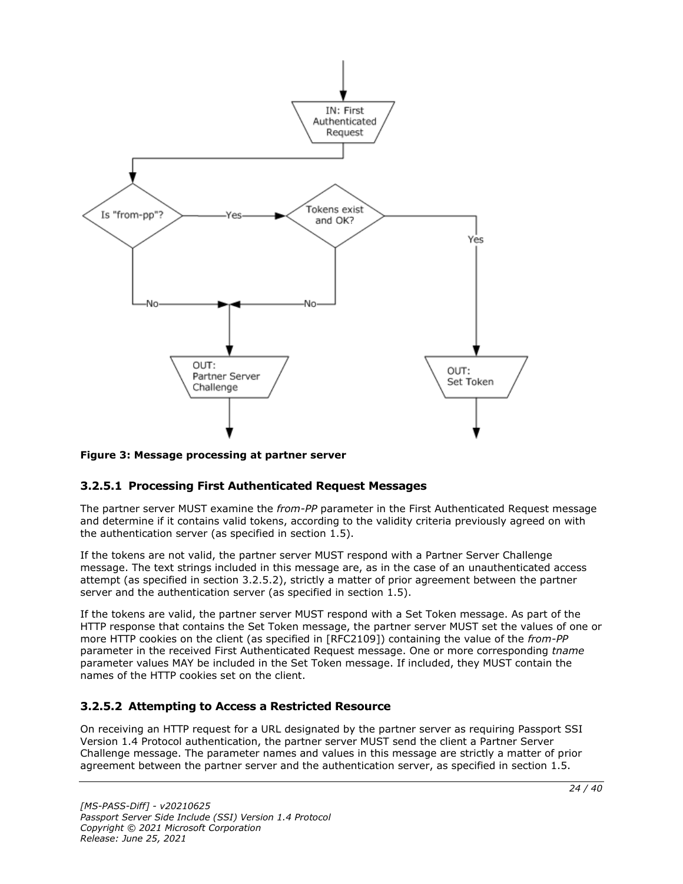**Figure 3: Message processing at partner server**

### 3.2.5.1 Processing First Authenticated Request Messages

The partner server MUST examine the *from-PP* parameter in the First Authenticated Request message and determine if it contains valid tokens, according to the validity criteria previously agreed on with the authentication server (as specified in section 1.5).

If the tokens are not valid, the partner server MUST respond with a Partner Server Challenge message. The text strings included in this message are, as in the case of an unauthenticated access attempt (as specified in section 3.2.5.2), strictly a matter of prior agreement between the partner server and the authentication server (as specified in section 1.5).

If the tokens are valid, the partner server MUST respond with a Set Token message. As part of the HTTP response that contains the Set Token message, the partner server MUST set the values of one or more HTTP cookies on the client (as specified in [RFC2109]) containing the value of the *from-PP* parameter in the received First Authenticated Request message. One or more corresponding *tname* parameter values MAY be included in the Set Token message. If included, they MUST contain the names of the HTTP cookies set on the client.

### 3.2.5.2 Attempting to Access a Restricted Resource

On receiving an HTTP request for a URL designated by the partner server as requiring Passport SSI Version 1.4 Protocol authentication, the partner server MUST send the client a Partner Server Challenge message. The parameter names and values in this message are strictly a matter of prior agreement between the partner server and the authentication server, as specified in section 1.5.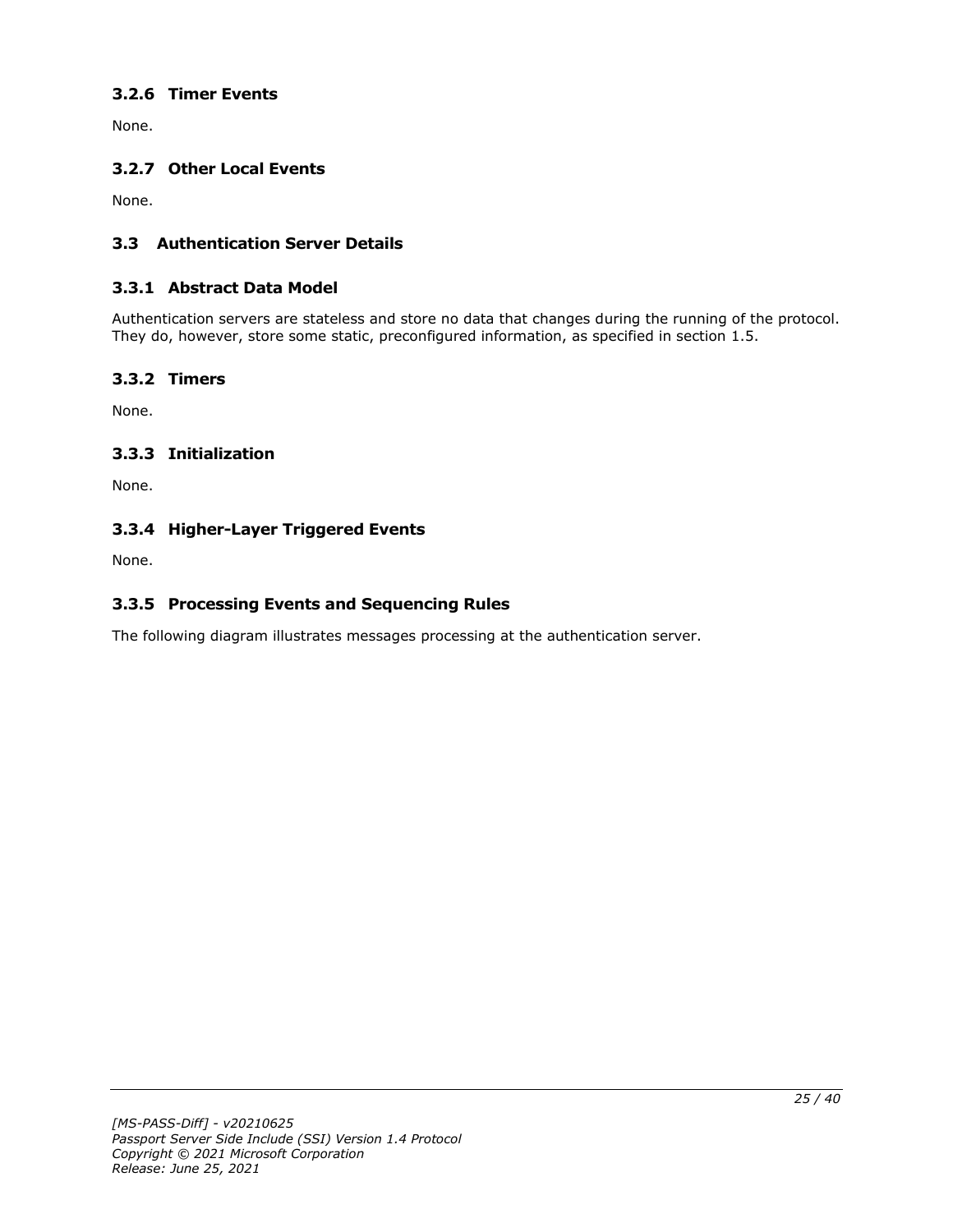### 3.2.6 Timer Events

None.

### 3.2.7 Other Local Events

None.

## 3.3 Authentication Server Details

### 3.3.1 Abstract Data Model

Authentication servers are stateless and store no data that changes during the running of the protocol. They do, however, store some static, preconfigured information, as specified in section 1.5.

### 3.3.2 Timers

None.

### 3.3.3 Initialization

None.

### 3.3.4 Higher-Layer Triggered Events

None.

### 3.3.5 Processing Events and Sequencing Rules

The following diagram illustrates messages processing at the authentication server.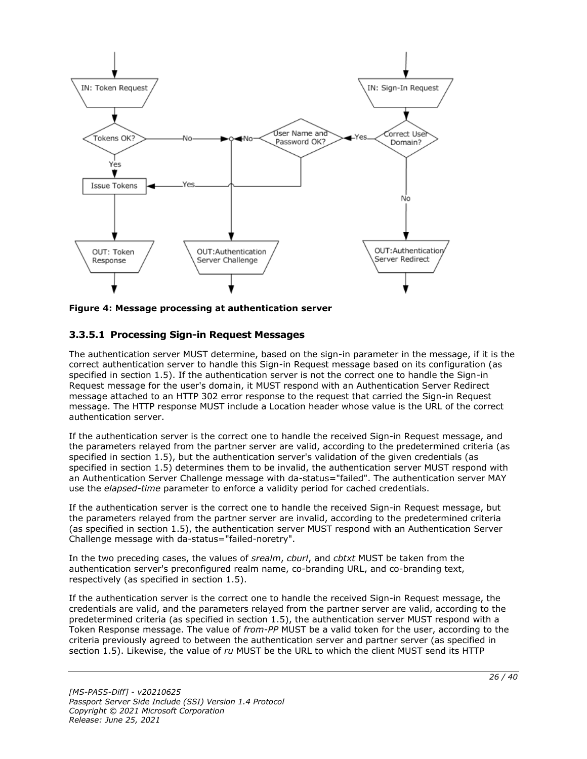**Figure 4: Message processing at authentication server**

### 3.3.5.1 Processing Sign-in Request Messages

The authentication server MUST determine, based on the sign-in parameter in the message, if it is the correct authentication server to handle this Sign-in Request message based on its configuration (as specified in section 1.5). If the authentication server is not the correct one to handle the Sign-in Request message for the user's domain, it MUST respond with an Authentication Server Redirect message attached to an HTTP 302 error response to the request that carried the Sign-in Request message. The HTTP response MUST include a Location header whose value is the URL of the correct authentication server.

If the authentication server is the correct one to handle the received Sign-in Request message, and the parameters relayed from the partner server are valid, according to the predetermined criteria (as specified in section 1.5), but the authentication server's validation of the given credentials (as specified in section 1.5) determines them to be invalid, the authentication server MUST respond with an Authentication Server Challenge message with da-status="failed". The authentication server MAY use the *elapsed-time* parameter to enforce a validity period for cached credentials.

If the authentication server is the correct one to handle the received Sign-in Request message, but the parameters relayed from the partner server are invalid, according to the predetermined criteria (as specified in section 1.5), the authentication server MUST respond with an Authentication Server Challenge message with da-status="failed-noretry".

In the two preceding cases, the values of *srealm*, *cburl*, and *cbtxt* MUST be taken from the authentication server's preconfigured realm name, co-branding URL, and co-branding text, respectively (as specified in section 1.5).

If the authentication server is the correct one to handle the received Sign-in Request message, the credentials are valid, and the parameters relayed from the partner server are valid, according to the predetermined criteria (as specified in section 1.5), the authentication server MUST respond with a Token Response message. The value of *from-PP* MUST be a valid token for the user, according to the criteria previously agreed to between the authentication server and partner server (as specified in section 1.5). Likewise, the value of *ru* MUST be the URL to which the client MUST send its HTTP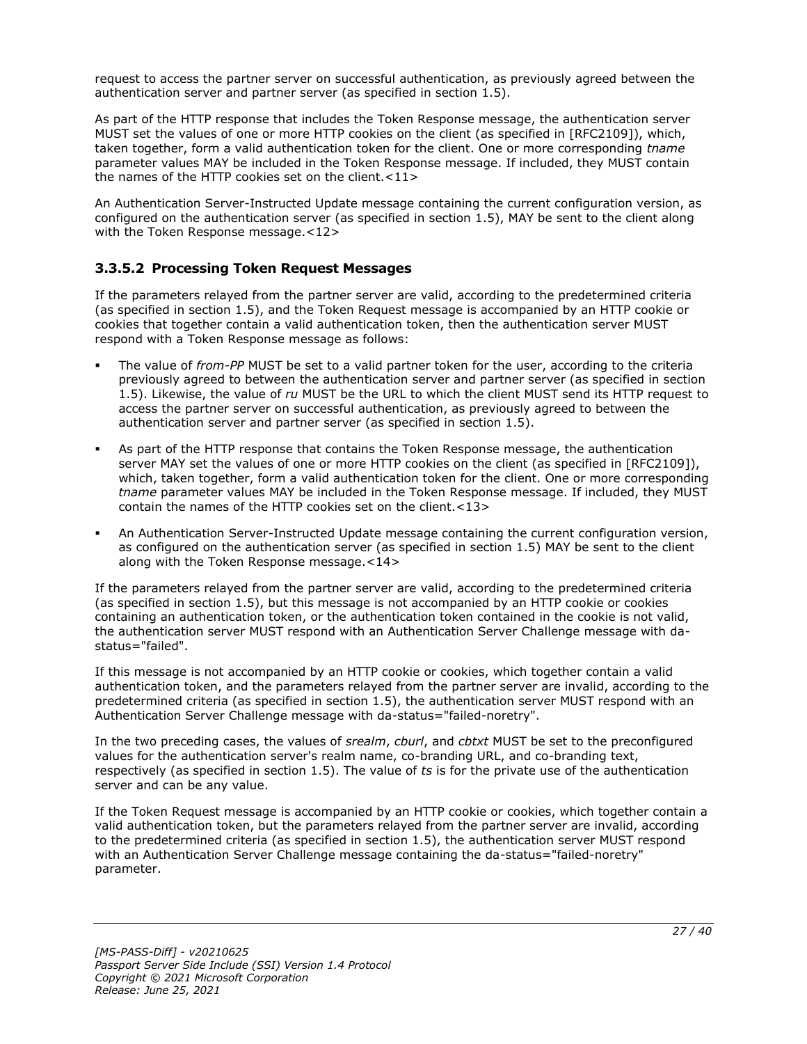request to access the partner server on successful authentication, as previously agreed between the authentication server and partner server (as specified in section 1.5).

As part of the HTTP response that includes the Token Response message, the authentication server MUST set the values of one or more HTTP cookies on the client (as specified in [RFC2109]), which, taken together, form a valid authentication token for the client. One or more corresponding *tname* parameter values MAY be included in the Token Response message. If included, they MUST contain the names of the HTTP cookies set on the client.<11>

An Authentication Server-Instructed Update message containing the current configuration version, as configured on the authentication server (as specified in section 1.5), MAY be sent to the client along with the Token Response message.<12>

### 3.3.5.2 Processing Token Request Messages

If the parameters relayed from the partner server are valid, according to the predetermined criteria (as specified in section 1.5), and the Token Request message is accompanied by an HTTP cookie or cookies that together contain a valid authentication token, then the authentication server MUST respond with a Token Response message as follows:

- The value of *from-PP* MUST be set to a valid partner token for the user, according to the criteria previously agreed to between the authentication server and partner server (as specified in section 1.5). Likewise, the value of *ru* MUST be the URL to which the client MUST send its HTTP request to access the partner server on successful authentication, as previously agreed to between the authentication server and partner server (as specified in section 1.5).
- As part of the HTTP response that contains the Token Response message, the authentication server MAY set the values of one or more HTTP cookies on the client (as specified in [RFC2109]), which, taken together, form a valid authentication token for the client. One or more corresponding *tname* parameter values MAY be included in the Token Response message. If included, they MUST contain the names of the HTTP cookies set on the client.<13>
- An Authentication Server-Instructed Update message containing the current configuration version, as configured on the authentication server (as specified in section 1.5) MAY be sent to the client along with the Token Response message.<14>

If the parameters relayed from the partner server are valid, according to the predetermined criteria (as specified in section 1.5), but this message is not accompanied by an HTTP cookie or cookies containing an authentication token, or the authentication token contained in the cookie is not valid, the authentication server MUST respond with an Authentication Server Challenge message with da-status="failed".

If this message is not accompanied by an HTTP cookie or cookies, which together contain a valid authentication token, and the parameters relayed from the partner server are invalid, according to the predetermined criteria (as specified in section 1.5), the authentication server MUST respond with an Authentication Server Challenge message with da-status="failed-noretry".

In the two preceding cases, the values of *srealm*, *cburl*, and *cbtxt* MUST be set to the preconfigured values for the authentication server's realm name, co-branding URL, and co-branding text, respectively (as specified in section 1.5). The value of *ts* is for the private use of the authentication server and can be any value.

If the Token Request message is accompanied by an HTTP cookie or cookies, which together contain a valid authentication token, but the parameters relayed from the partner server are invalid, according to the predetermined criteria (as specified in section 1.5), the authentication server MUST respond with an Authentication Server Challenge message containing the da-status="failed-noretry" parameter.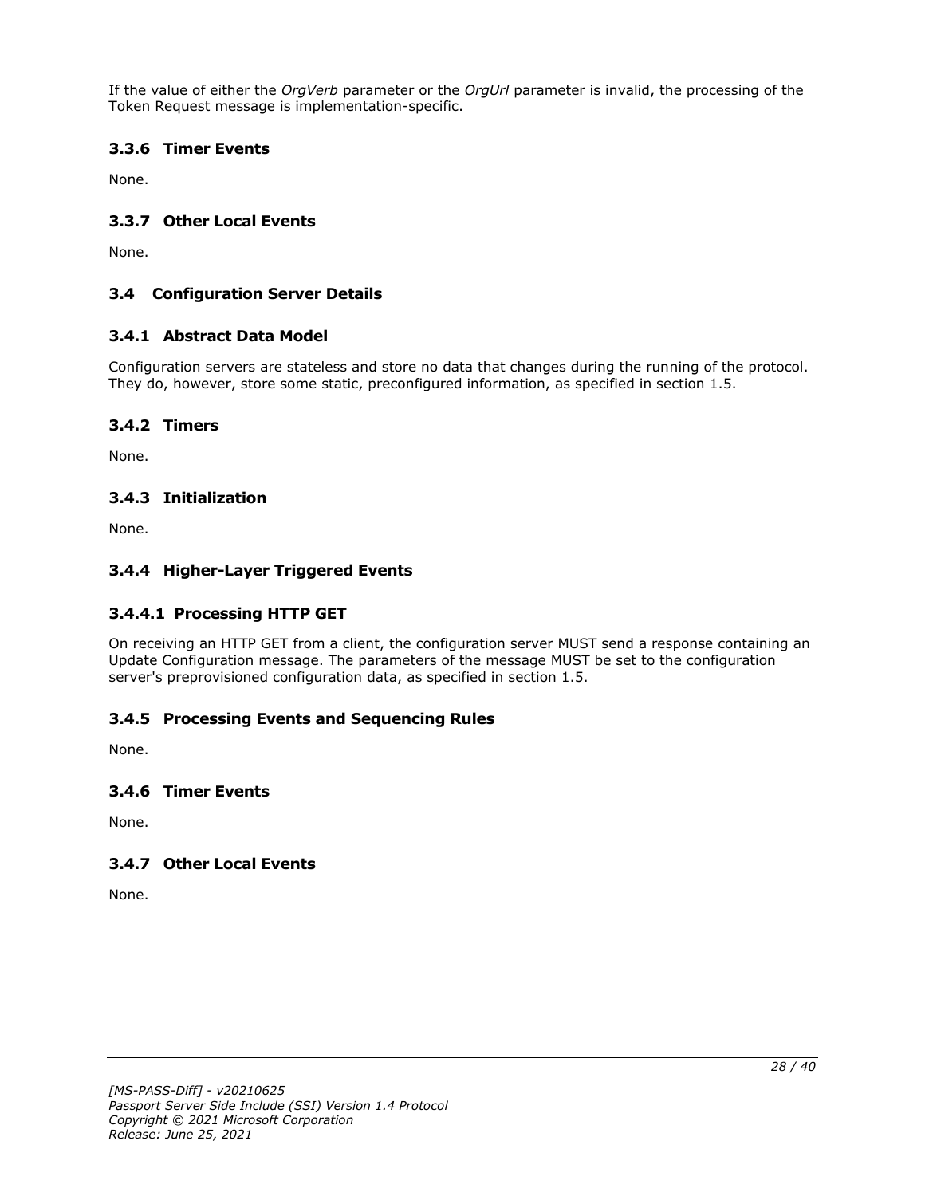If the value of either the *OrgVerb* parameter or the *OrgUrl* parameter is invalid, the processing of the Token Request message is implementation-specific.

### 3.3.6 Timer Events

None.

### 3.3.7 Other Local Events

None.

## 3.4 Configuration Server Details

### 3.4.1 Abstract Data Model

Configuration servers are stateless and store no data that changes during the running of the protocol. They do, however, store some static, preconfigured information, as specified in section 1.5.

### 3.4.2 Timers

None.

### 3.4.3 Initialization

None.

### 3.4.4 Higher-Layer Triggered Events

#### 3.4.4.1 Processing HTTP GET

On receiving an HTTP GET from a client, the configuration server MUST send a response containing an Update Configuration message. The parameters of the message MUST be set to the configuration server's preprovisioned configuration data, as specified in section 1.5.

### 3.4.5 Processing Events and Sequencing Rules

None.

### 3.4.6 Timer Events

None.

### 3.4.7 Other Local Events

None.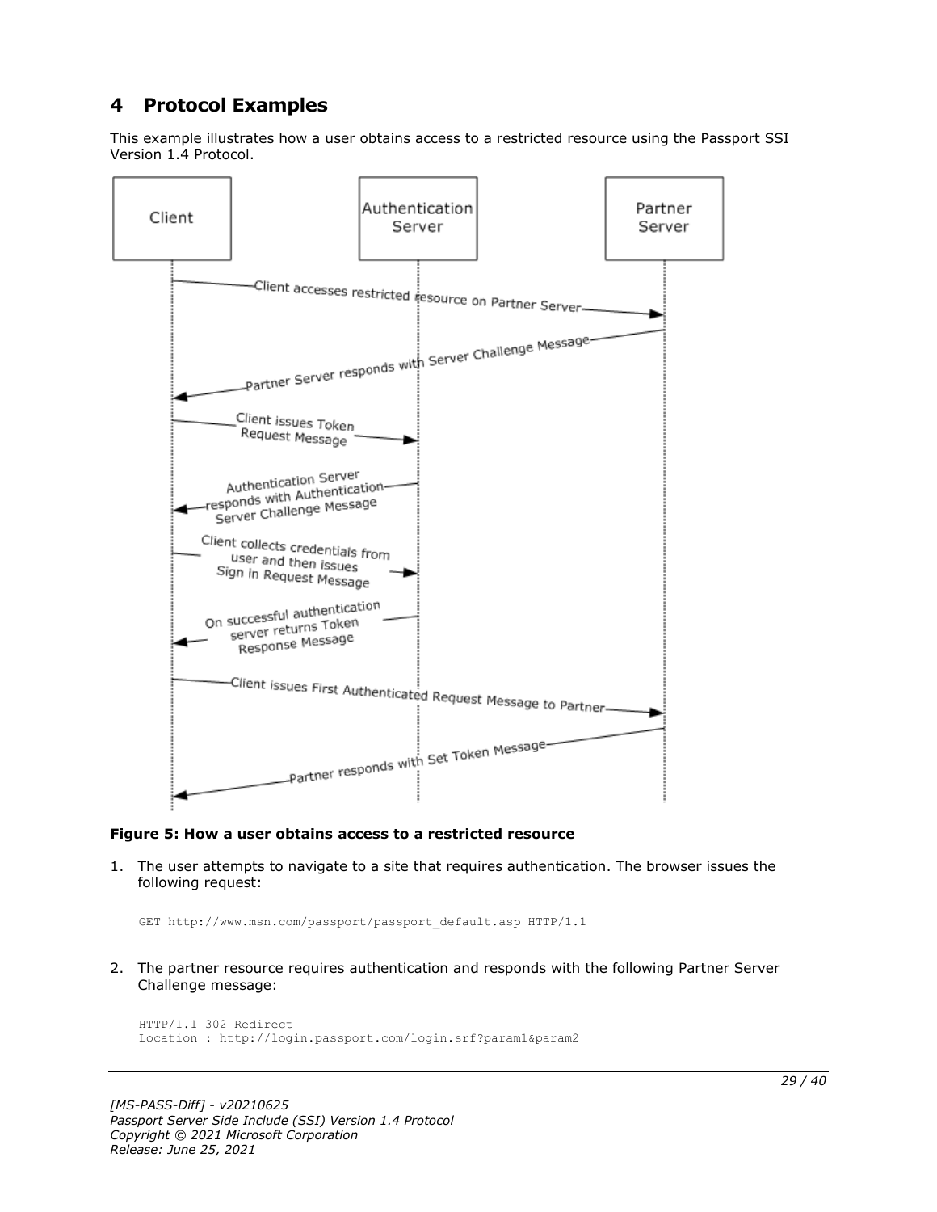# 4 Protocol Examples

This example illustrates how a user obtains access to a restricted resource using the Passport SSI Version 1.4 Protocol.

**Figure 5: How a user obtains access to a restricted resource**

1. The user attempts to navigate to a site that requires authentication. The browser issues the following request:

```
GET http://www.msn.com/passport/passport_default.asp HTTP/1.1
```

2. The partner resource requires authentication and responds with the following Partner Server Challenge message:

```
HTTP/1.1 302 Redirect
Location : http://login.passport.com/login.srf?param1&param2
```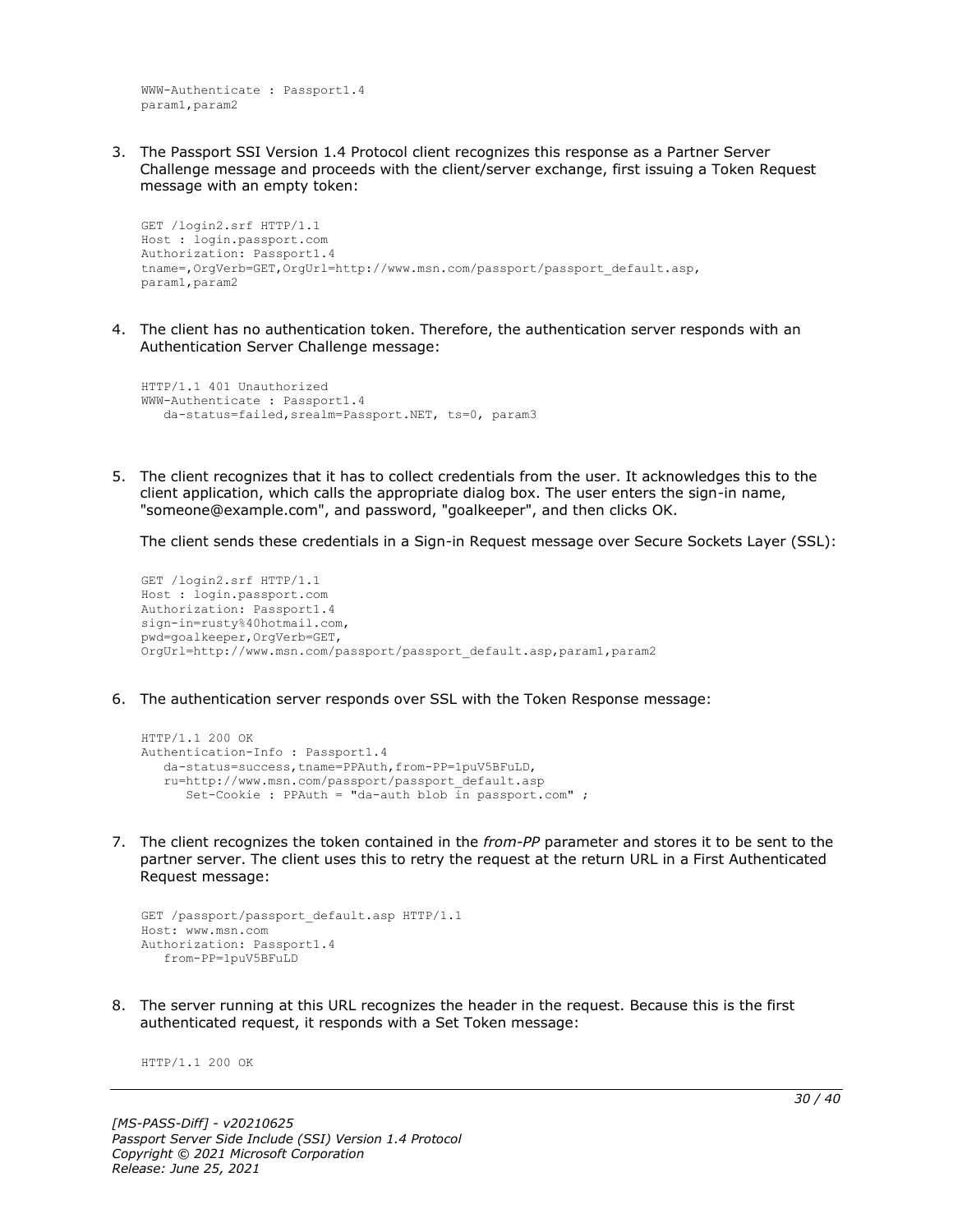```
WWW-Authenticate : Passport1.4
param1,param2
```

3. The Passport SSI Version 1.4 Protocol client recognizes this response as a Partner Server Challenge message and proceeds with the client/server exchange, first issuing a Token Request message with an empty token:

   ```
   GET /login2.srf HTTP/1.1
   Host : login.passport.com
   Authorization: Passport1.4
   tname=,OrgVerb=GET,OrgUrl=http://www.msn.com/passport/passport_default.asp,
   param1,param2
   ```

4. The client has no authentication token. Therefore, the authentication server responds with an Authentication Server Challenge message:

   ```
   HTTP/1.1 401 Unauthorized
   WWW-Authenticate : Passport1.4
      da-status=failed,srealm=Passport.NET, ts=0, param3
   ```

5. The client recognizes that it has to collect credentials from the user. It acknowledges this to the client application, which calls the appropriate dialog box. The user enters the sign-in name, "someone@example.com", and password, "goalkeeper", and then clicks OK.

   The client sends these credentials in a Sign-in Request message over Secure Sockets Layer (SSL):

   ```
   GET /login2.srf HTTP/1.1
   Host : login.passport.com
   Authorization: Passport1.4
   sign-in=rusty%40hotmail.com,
   pwd=goalkeeper,OrgVerb=GET,
   OrgUrl=http://www.msn.com/passport/passport_default.asp,param1,param2
   ```

6. The authentication server responds over SSL with the Token Response message:

   ```
   HTTP/1.1 200 OK
   Authentication-Info : Passport1.4
      da-status=success,tname=PPAuth,from-PP=1puV5BFuLD,
      ru=http://www.msn.com/passport/passport_default.asp
         Set-Cookie : PPAuth = "da-auth blob in passport.com" ;
   ```

7. The client recognizes the token contained in the *from-PP* parameter and stores it to be sent to the partner server. The client uses this to retry the request at the return URL in a First Authenticated Request message:

   ```
   GET /passport/passport_default.asp HTTP/1.1
   Host: www.msn.com
   Authorization: Passport1.4
      from-PP=1puV5BFuLD
   ```

8. The server running at this URL recognizes the header in the request. Because this is the first authenticated request, it responds with a Set Token message:

   ```
   HTTP/1.1 200 OK
   ```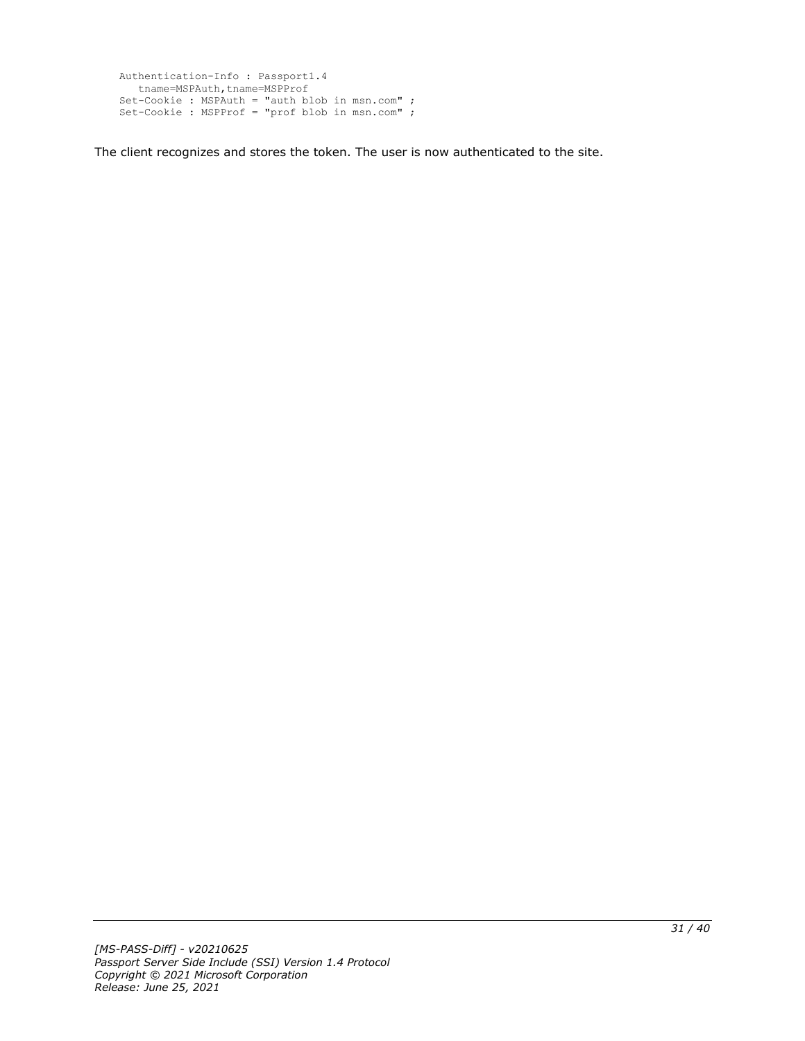```
Authentication-Info : Passport1.4
   tname=MSPAuth,tname=MSPProf
Set-Cookie : MSPAuth = "auth blob in msn.com" ;
Set-Cookie : MSPProf = "prof blob in msn.com" ;
```

The client recognizes and stores the token. The user is now authenticated to the site.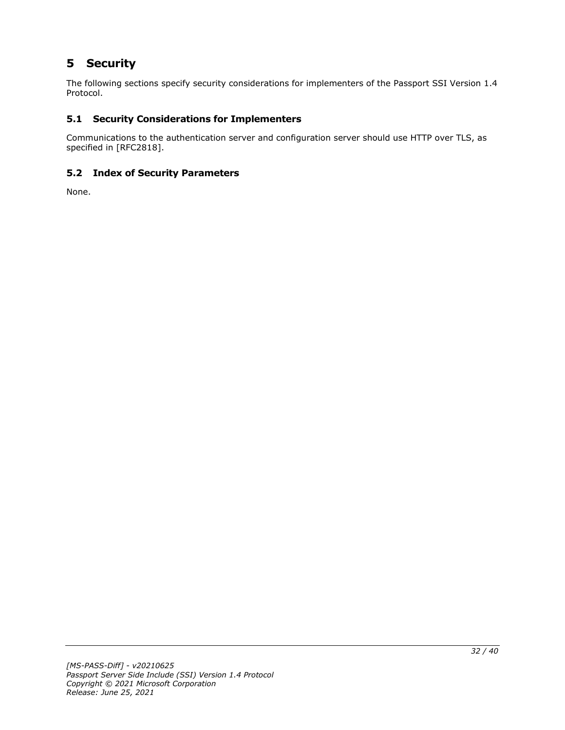# 5 Security

The following sections specify security considerations for implementers of the Passport SSI Version 1.4 Protocol.

## 5.1 Security Considerations for Implementers

Communications to the authentication server and configuration server should use HTTP over TLS, as specified in [RFC2818].

## 5.2 Index of Security Parameters

None.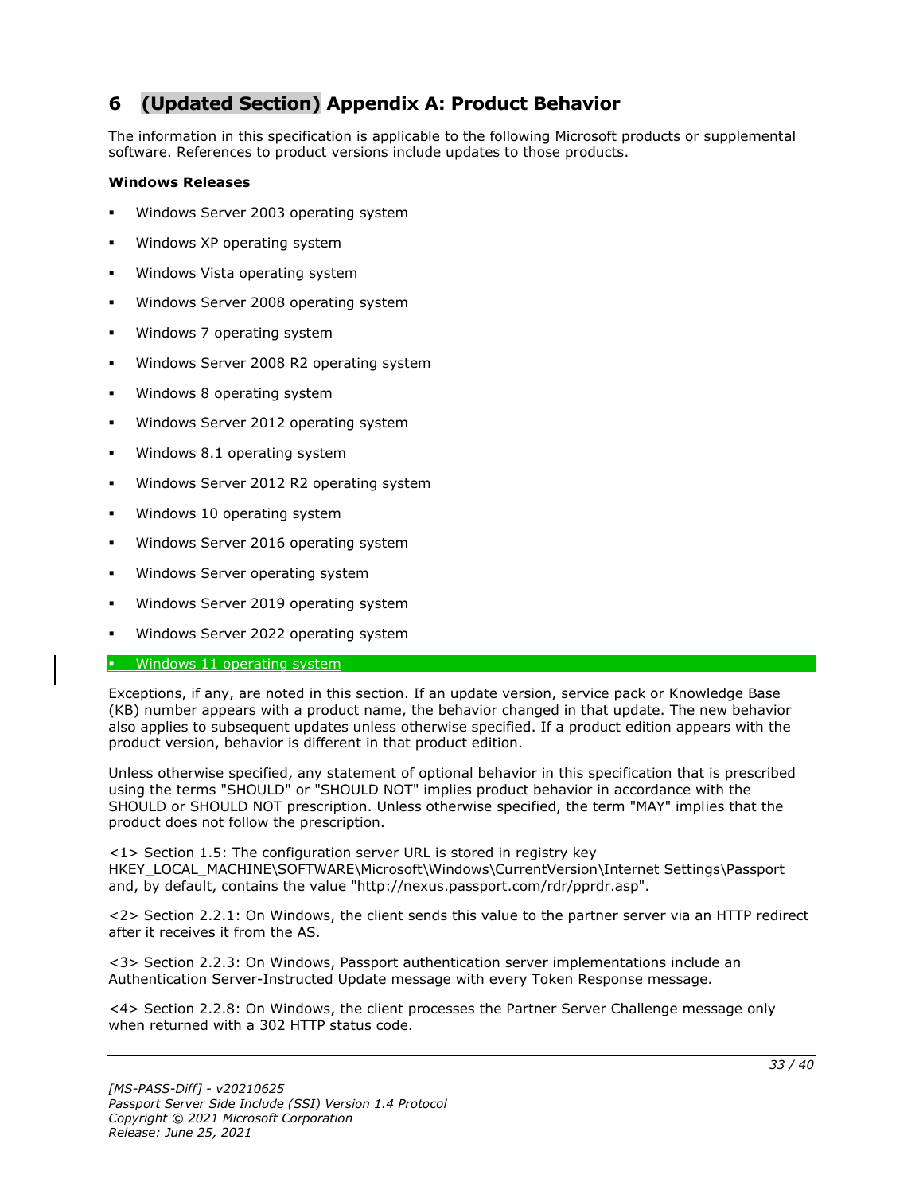# 6 (Updated Section) Appendix A: Product Behavior

The information in this specification is applicable to the following Microsoft products or supplemental software. References to product versions include updates to those products.

**Windows Releases**

- Windows Server 2003 operating system
- Windows XP operating system
- Windows Vista operating system
- Windows Server 2008 operating system
- Windows 7 operating system
- Windows Server 2008 R2 operating system
- Windows 8 operating system
- Windows Server 2012 operating system
- Windows 8.1 operating system
- Windows Server 2012 R2 operating system
- Windows 10 operating system
- Windows Server 2016 operating system
- Windows Server operating system
- Windows Server 2019 operating system
- Windows Server 2022 operating system
- Windows 11 operating system

Exceptions, if any, are noted in this section. If an update version, service pack or Knowledge Base (KB) number appears with a product name, the behavior changed in that update. The new behavior also applies to subsequent updates unless otherwise specified. If a product edition appears with the product version, behavior is different in that product edition.

Unless otherwise specified, any statement of optional behavior in this specification that is prescribed using the terms "SHOULD" or "SHOULD NOT" implies product behavior in accordance with the SHOULD or SHOULD NOT prescription. Unless otherwise specified, the term "MAY" implies that the product does not follow the prescription.

<1> Section 1.5: The configuration server URL is stored in registry key HKEY_LOCAL_MACHINE\SOFTWARE\Microsoft\Windows\CurrentVersion\Internet Settings\Passport and, by default, contains the value "http://nexus.passport.com/rdr/pprdr.asp".

<2> Section 2.2.1: On Windows, the client sends this value to the partner server via an HTTP redirect after it receives it from the AS.

<3> Section 2.2.3: On Windows, Passport authentication server implementations include an Authentication Server-Instructed Update message with every Token Response message.

<4> Section 2.2.8: On Windows, the client processes the Partner Server Challenge message only when returned with a 302 HTTP status code.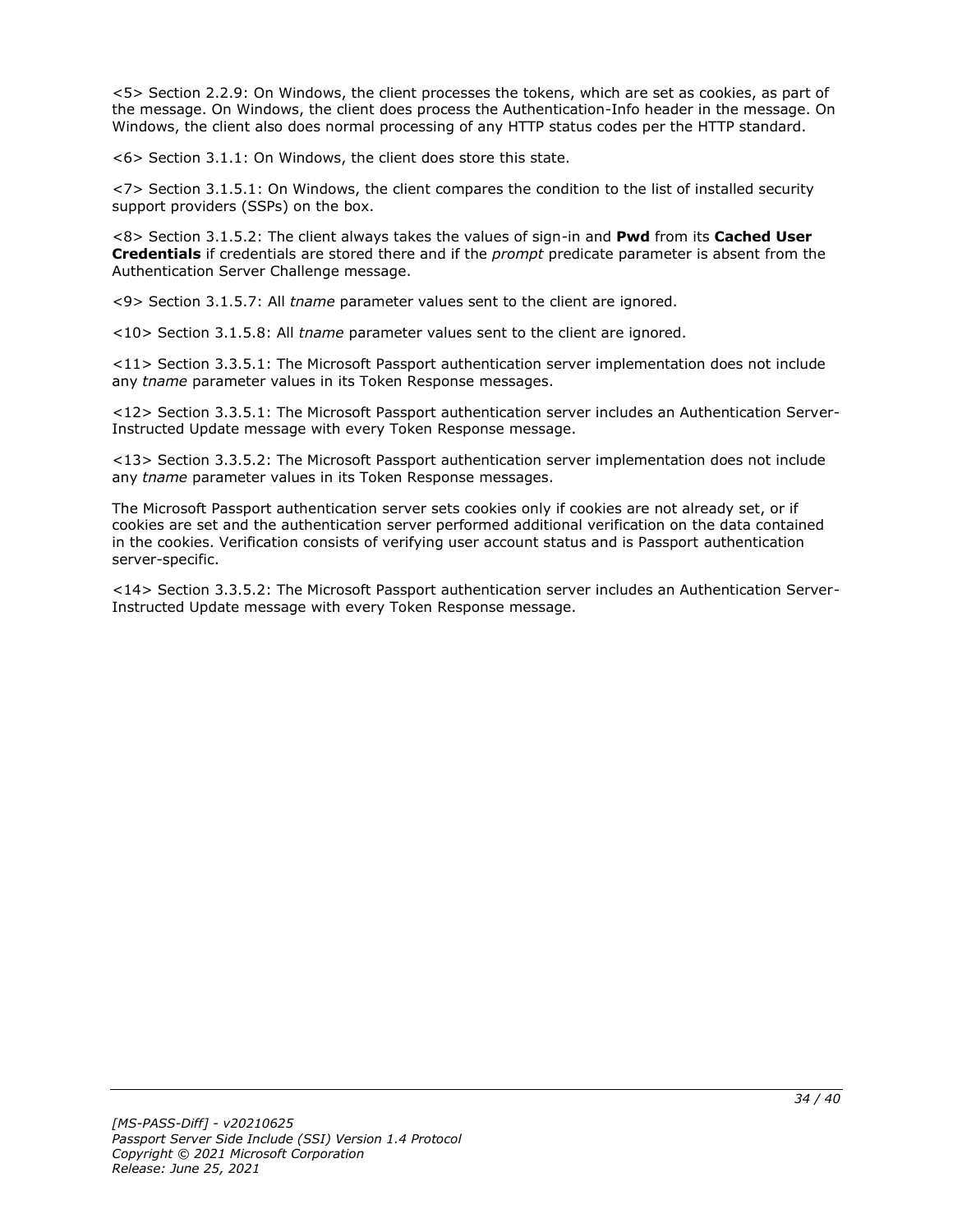<5> Section 2.2.9: On Windows, the client processes the tokens, which are set as cookies, as part of the message. On Windows, the client does process the Authentication-Info header in the message. On Windows, the client also does normal processing of any HTTP status codes per the HTTP standard.

<6> Section 3.1.1: On Windows, the client does store this state.

<7> Section 3.1.5.1: On Windows, the client compares the condition to the list of installed security support providers (SSPs) on the box.

<8> Section 3.1.5.2: The client always takes the values of sign-in and **Pwd** from its **Cached User Credentials** if credentials are stored there and if the *prompt* predicate parameter is absent from the Authentication Server Challenge message.

<9> Section 3.1.5.7: All *tname* parameter values sent to the client are ignored.

<10> Section 3.1.5.8: All *tname* parameter values sent to the client are ignored.

<11> Section 3.3.5.1: The Microsoft Passport authentication server implementation does not include any *tname* parameter values in its Token Response messages.

<12> Section 3.3.5.1: The Microsoft Passport authentication server includes an Authentication Server-Instructed Update message with every Token Response message.

<13> Section 3.3.5.2: The Microsoft Passport authentication server implementation does not include any *tname* parameter values in its Token Response messages.

The Microsoft Passport authentication server sets cookies only if cookies are not already set, or if cookies are set and the authentication server performed additional verification on the data contained in the cookies. Verification consists of verifying user account status and is Passport authentication server-specific.

<14> Section 3.3.5.2: The Microsoft Passport authentication server includes an Authentication Server-Instructed Update message with every Token Response message.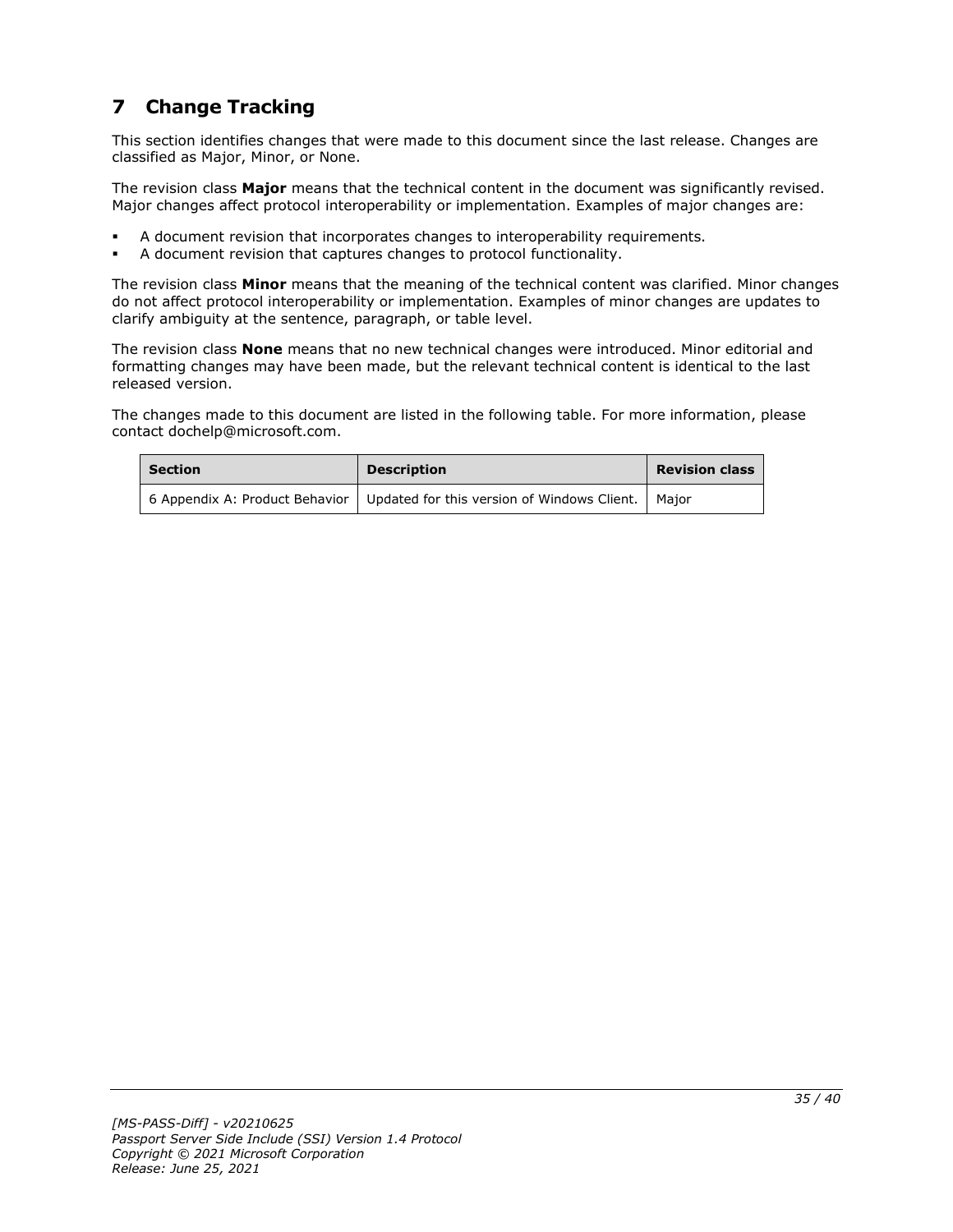# 7 Change Tracking

This section identifies changes that were made to this document since the last release. Changes are classified as Major, Minor, or None.

The revision class **Major** means that the technical content in the document was significantly revised. Major changes affect protocol interoperability or implementation. Examples of major changes are:

- A document revision that incorporates changes to interoperability requirements.
- A document revision that captures changes to protocol functionality.

The revision class **Minor** means that the meaning of the technical content was clarified. Minor changes do not affect protocol interoperability or implementation. Examples of minor changes are updates to clarify ambiguity at the sentence, paragraph, or table level.

The revision class **None** means that no new technical changes were introduced. Minor editorial and formatting changes may have been made, but the relevant technical content is identical to the last released version.

The changes made to this document are listed in the following table. For more information, please contact dochelp@microsoft.com.

| Section | Description | Revision class |
| --- | --- | --- |
| 6 Appendix A: Product Behavior | Updated for this version of Windows Client. | Major |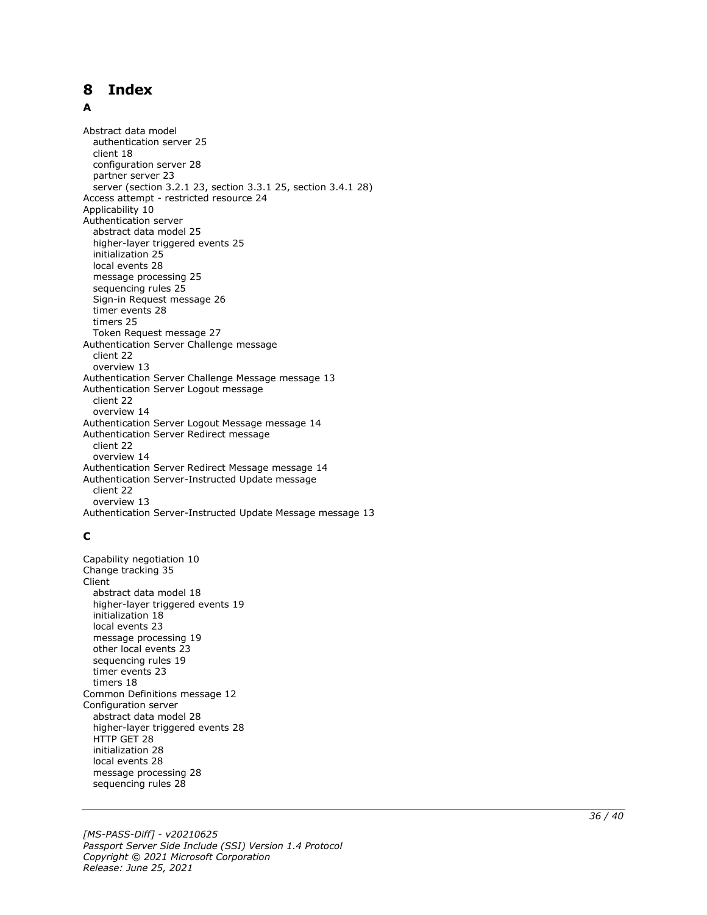# 8 Index

## A

Abstract data model
   authentication server 25
   client 18
   configuration server 28
   partner server 23
   server (section 3.2.1 23, section 3.3.1 25, section 3.4.1 28)
Access attempt - restricted resource 24
Applicability 10
Authentication server
   abstract data model 25
   higher-layer triggered events 25
   initialization 25
   local events 28
   message processing 25
   sequencing rules 25
   Sign-in Request message 26
   timer events 28
   timers 25
   Token Request message 27
Authentication Server Challenge message
   client 22
   overview 13
Authentication Server Challenge Message message 13
Authentication Server Logout message
   client 22
   overview 14
Authentication Server Logout Message message 14
Authentication Server Redirect message
   client 22
   overview 14
Authentication Server Redirect Message message 14
Authentication Server-Instructed Update message
   client 22
   overview 13
Authentication Server-Instructed Update Message message 13

## C

Capability negotiation 10
Change tracking 35
Client
   abstract data model 18
   higher-layer triggered events 19
   initialization 18
   local events 23
   message processing 19
   other local events 23
   sequencing rules 19
   timer events 23
   timers 18
Common Definitions message 12
Configuration server
   abstract data model 28
   higher-layer triggered events 28
   HTTP GET 28
   initialization 28
   local events 28
   message processing 28
   sequencing rules 28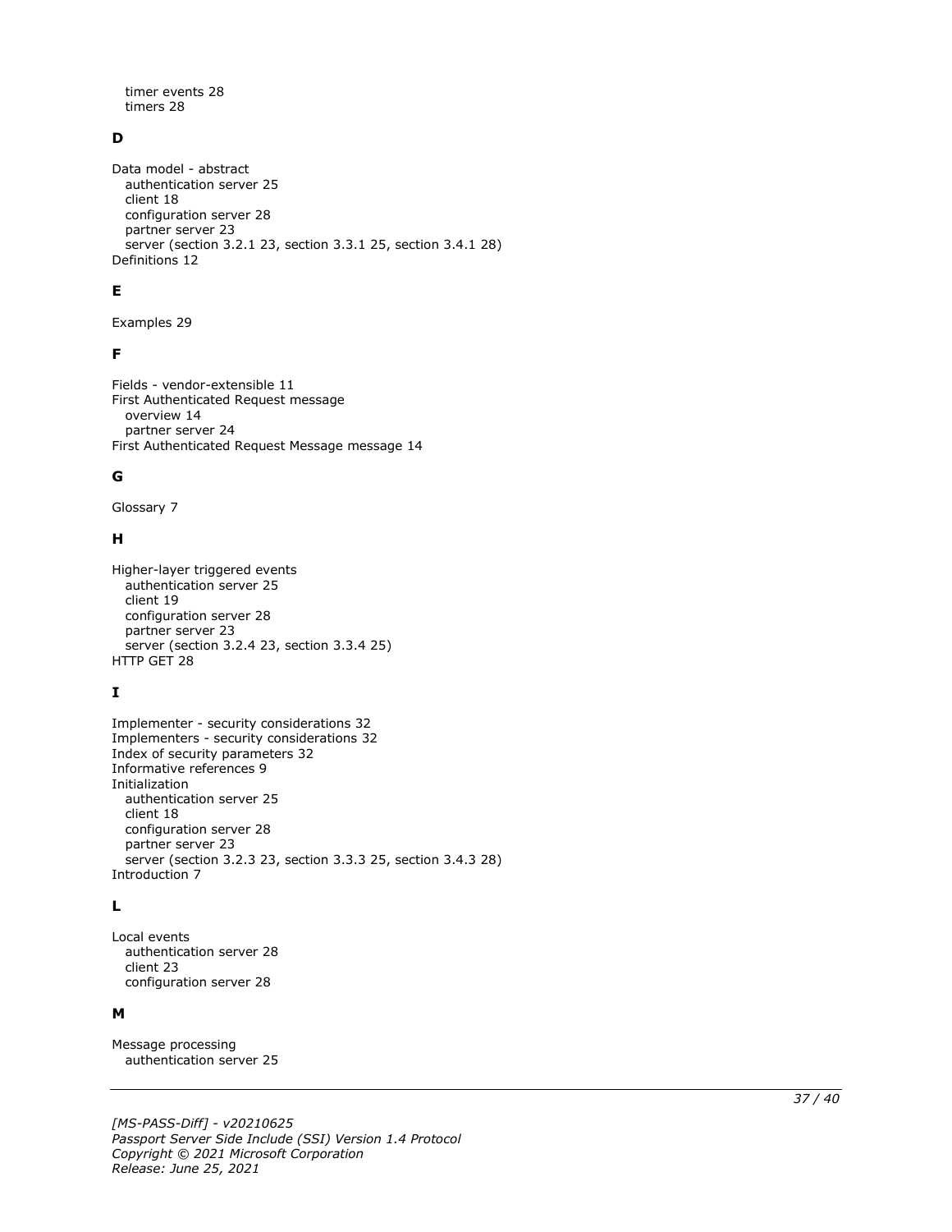timer events 28
  timers 28

**D**

Data model - abstract
  authentication server 25
  client 18
  configuration server 28
  partner server 23
  server (section 3.2.1 23, section 3.3.1 25, section 3.4.1 28)
Definitions 12

**E**

Examples 29

**F**

Fields - vendor-extensible 11
First Authenticated Request message
  overview 14
  partner server 24
First Authenticated Request Message message 14

**G**

Glossary 7

**H**

Higher-layer triggered events
  authentication server 25
  client 19
  configuration server 28
  partner server 23
  server (section 3.2.4 23, section 3.3.4 25)
HTTP GET 28

**I**

Implementer - security considerations 32
Implementers - security considerations 32
Index of security parameters 32
Informative references 9
Initialization
  authentication server 25
  client 18
  configuration server 28
  partner server 23
  server (section 3.2.3 23, section 3.3.3 25, section 3.4.3 28)
Introduction 7

**L**

Local events
  authentication server 28
  client 23
  configuration server 28

**M**

Message processing
  authentication server 25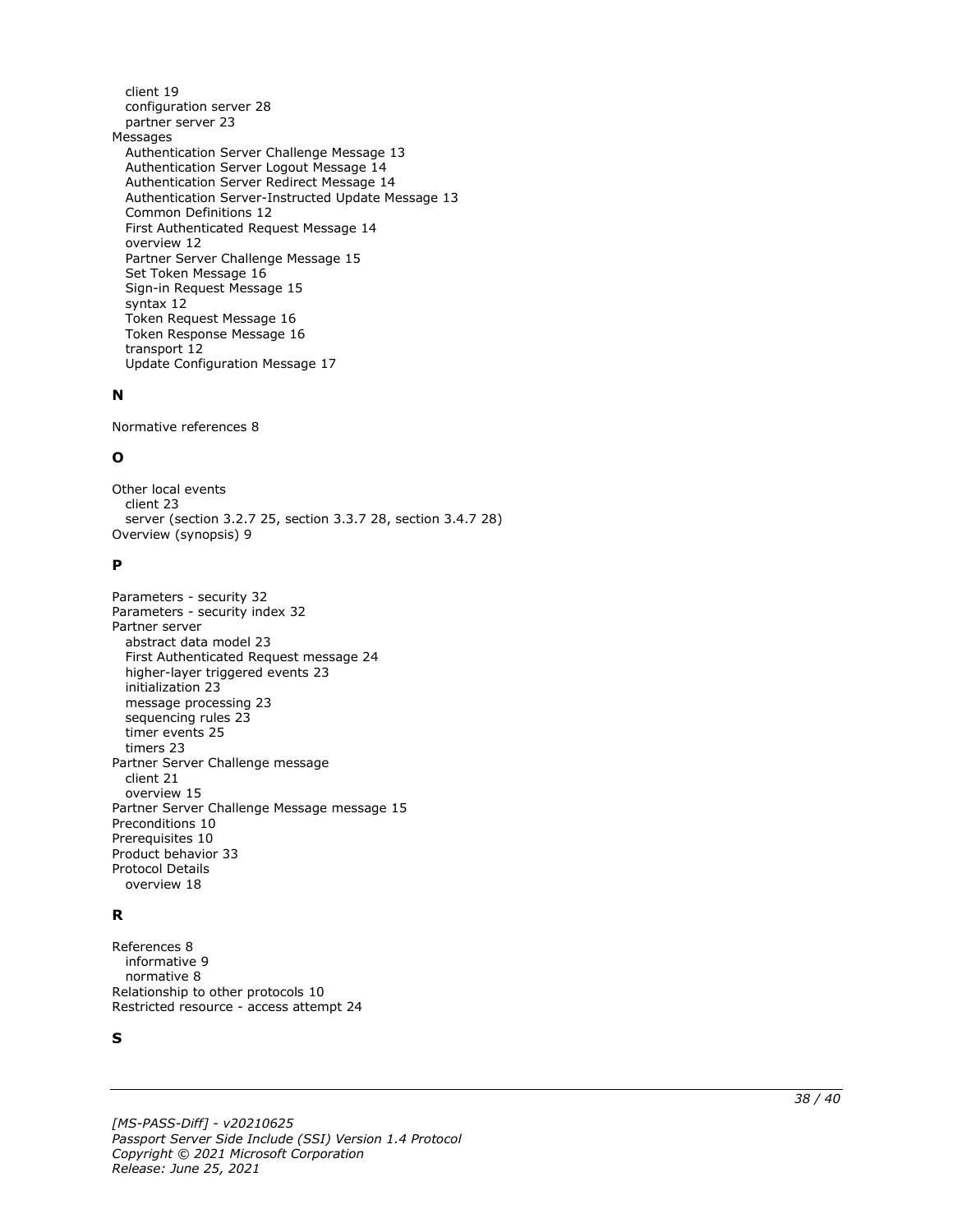client 19
configuration server 28
partner server 23
Messages
Authentication Server Challenge Message 13
Authentication Server Logout Message 14
Authentication Server Redirect Message 14
Authentication Server-Instructed Update Message 13
Common Definitions 12
First Authenticated Request Message 14
overview 12
Partner Server Challenge Message 15
Set Token Message 16
Sign-in Request Message 15
syntax 12
Token Request Message 16
Token Response Message 16
transport 12
Update Configuration Message 17

## N

Normative references 8

## O

Other local events
client 23
server (section 3.2.7 25, section 3.3.7 28, section 3.4.7 28)
Overview (synopsis) 9

## P

Parameters - security 32
Parameters - security index 32
Partner server
abstract data model 23
First Authenticated Request message 24
higher-layer triggered events 23
initialization 23
message processing 23
sequencing rules 23
timer events 25
timers 23
Partner Server Challenge message
client 21
overview 15
Partner Server Challenge Message message 15
Preconditions 10
Prerequisites 10
Product behavior 33
Protocol Details
overview 18

## R

References 8
informative 9
normative 8
Relationship to other protocols 10
Restricted resource - access attempt 24

## S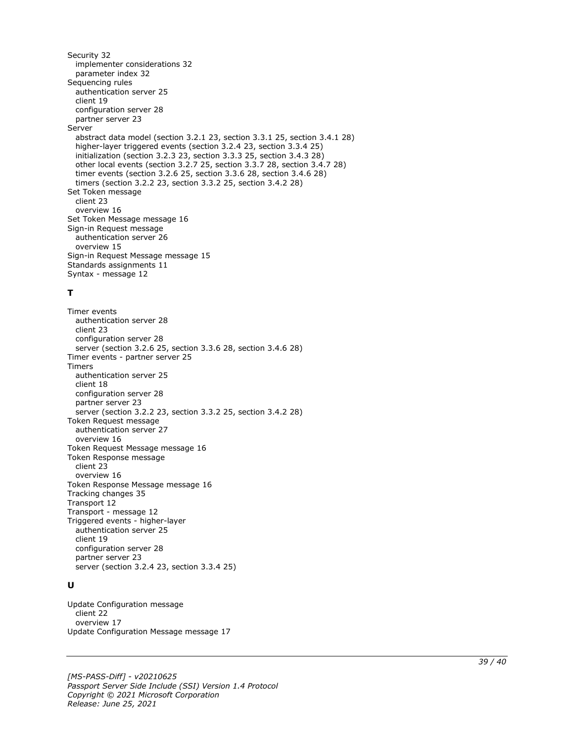Security 32
  implementer considerations 32
  parameter index 32
Sequencing rules
  authentication server 25
  client 19
  configuration server 28
  partner server 23
Server
  abstract data model (section 3.2.1 23, section 3.3.1 25, section 3.4.1 28)
  higher-layer triggered events (section 3.2.4 23, section 3.3.4 25)
  initialization (section 3.2.3 23, section 3.3.3 25, section 3.4.3 28)
  other local events (section 3.2.7 25, section 3.3.7 28, section 3.4.7 28)
  timer events (section 3.2.6 25, section 3.3.6 28, section 3.4.6 28)
  timers (section 3.2.2 23, section 3.3.2 25, section 3.4.2 28)
Set Token message
  client 23
  overview 16
Set Token Message message 16
Sign-in Request message
  authentication server 26
  overview 15
Sign-in Request Message message 15
Standards assignments 11
Syntax - message 12

## T

Timer events
  authentication server 28
  client 23
  configuration server 28
  server (section 3.2.6 25, section 3.3.6 28, section 3.4.6 28)
Timer events - partner server 25
Timers
  authentication server 25
  client 18
  configuration server 28
  partner server 23
  server (section 3.2.2 23, section 3.3.2 25, section 3.4.2 28)
Token Request message
  authentication server 27
  overview 16
Token Request Message message 16
Token Response message
  client 23
  overview 16
Token Response Message message 16
Tracking changes 35
Transport 12
Transport - message 12
Triggered events - higher-layer
  authentication server 25
  client 19
  configuration server 28
  partner server 23
  server (section 3.2.4 23, section 3.3.4 25)

## U

Update Configuration message
  client 22
  overview 17
Update Configuration Message message 17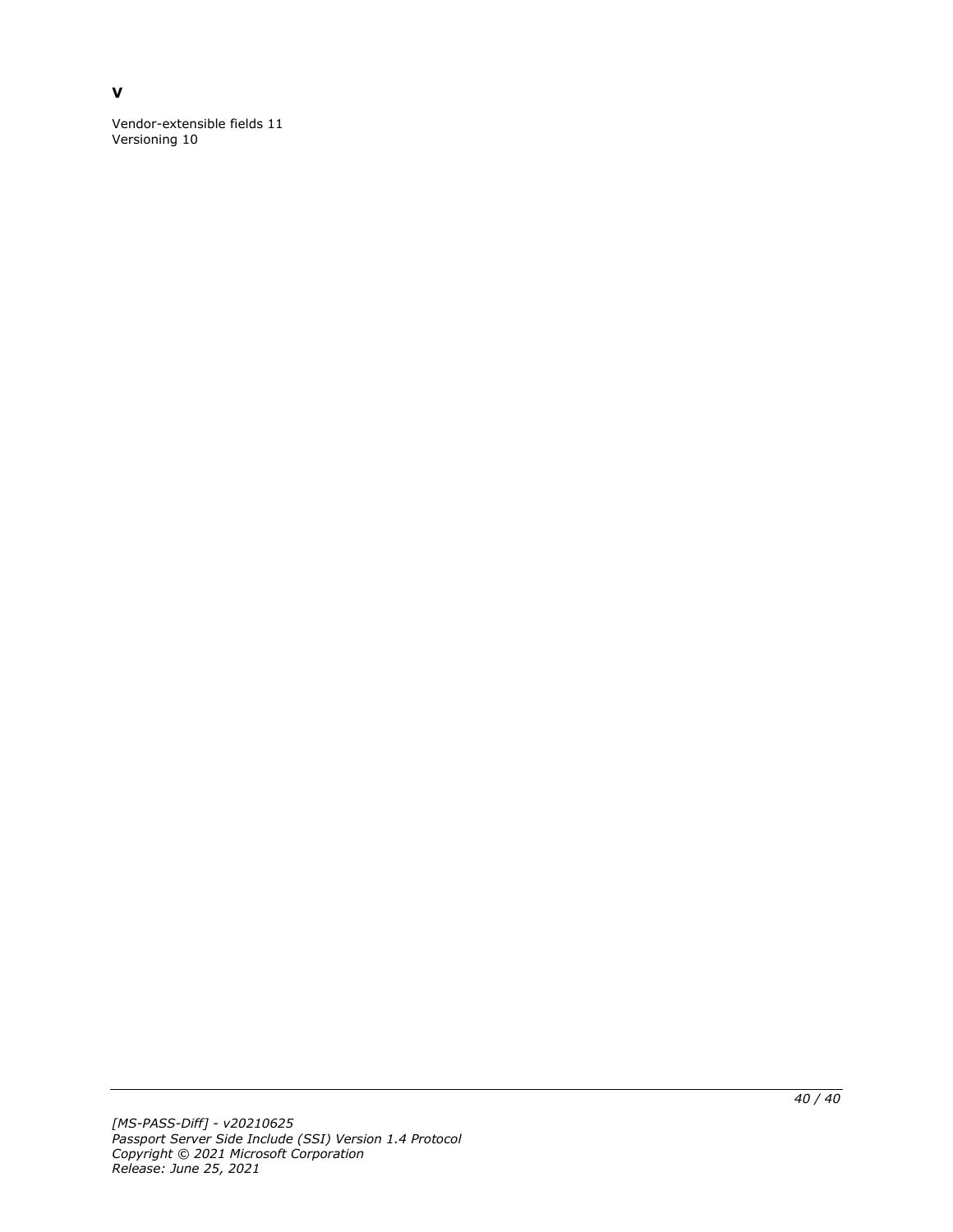**V**

Vendor-extensible fields 11
Versioning 10